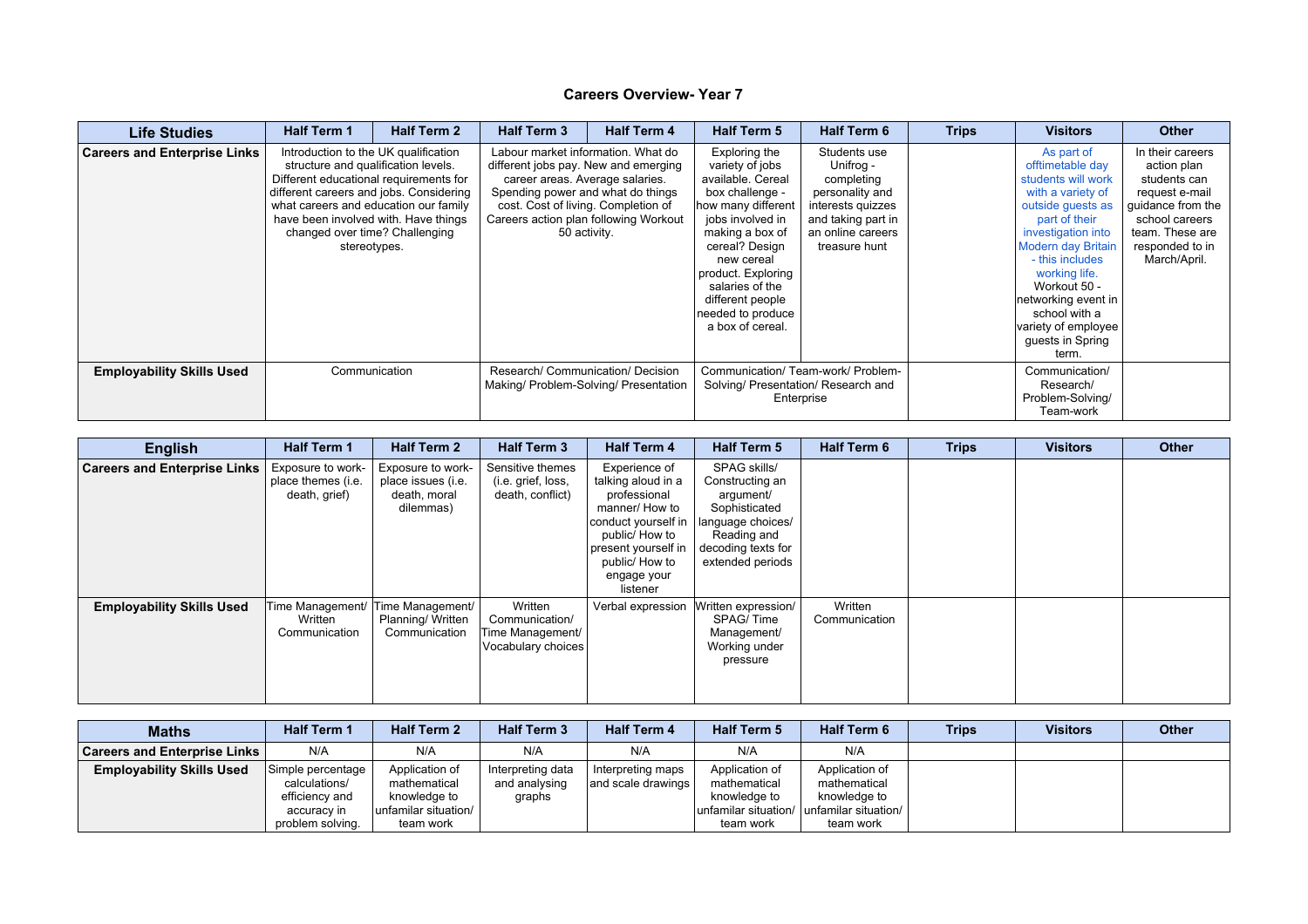# Careers Overview- Year 7

| Life Studies | Half Term 1 | Half Term 2 | Half Term 3 | Half Term 4 | Half Term 5 | Half Term 6 | Trips | Visitors | Other |
|---|---|---|---|---|---|---|---|---|---|
| **Careers and Enterprise Links** | Introduction to the UK qualification structure and qualification levels. Different educational requirements for different careers and jobs. Considering what careers and education our family have been involved with. Have things changed over time? Challenging stereotypes. | | Labour market information. What do different jobs pay. New and emerging career areas. Average salaries. Spending power and what do things cost. Cost of living. Completion of Careers action plan following Workout 50 activity. | | Exploring the variety of jobs available. Cereal box challenge - how many different jobs involved in making a box of cereal? Design new cereal product. Exploring salaries of the different people needed to produce a box of cereal. | Students use Unifrog - completing personality and interests quizzes and taking part in an online careers treasure hunt | | As part of offtimetable day students will work with a variety of outside guests as part of their investigation into Modern day Britain - this includes working life. Workout 50 - networking event in school with a variety of employee guests in Spring term. | In their careers action plan students can request e-mail guidance from the school careers team. These are responded to in March/April. |
| **Employability Skills Used** | Communication | | Research/ Communication/ Decision Making/ Problem-Solving/ Presentation | | Communication/ Team-work/ Problem-Solving/ Presentation/ Research and Enterprise | | | Communication/ Research/ Problem-Solving/ Team-work | |

| English | Half Term 1 | Half Term 2 | Half Term 3 | Half Term 4 | Half Term 5 | Half Term 6 | Trips | Visitors | Other |
|---|---|---|---|---|---|---|---|---|---|
| **Careers and Enterprise Links** | Exposure to work-place themes (i.e. death, grief) | Exposure to work-place issues (i.e. death, moral dilemmas) | Sensitive themes (i.e. grief, loss, death, conflict) | Experience of talking aloud in a professional manner/ How to conduct yourself in public/ How to present yourself in public/ How to engage your listener | SPAG skills/ Constructing an argument/ Sophisticated language choices/ Reading and decoding texts for extended periods | | | | |
| **Employability Skills Used** | Time Management/ Written Communication | Time Management/ Planning/ Written Communication | Written Communication/ Time Management/ Vocabulary choices | Verbal expression | Written expression/ SPAG/ Time Management/ Working under pressure | Written Communication | | | |

| Maths | Half Term 1 | Half Term 2 | Half Term 3 | Half Term 4 | Half Term 5 | Half Term 6 | Trips | Visitors | Other |
|---|---|---|---|---|---|---|---|---|---|
| **Careers and Enterprise Links** | N/A | N/A | N/A | N/A | N/A | N/A | | | |
| **Employability Skills Used** | Simple percentage calculations/ efficiency and accuracy in problem solving. | Application of mathematical knowledge to unfamilar situation/ team work | Interpreting data and analysing graphs | Interpreting maps and scale drawings | Application of mathematical knowledge to unfamilar situation/ team work | Application of mathematical knowledge to unfamilar situation/ team work | | | |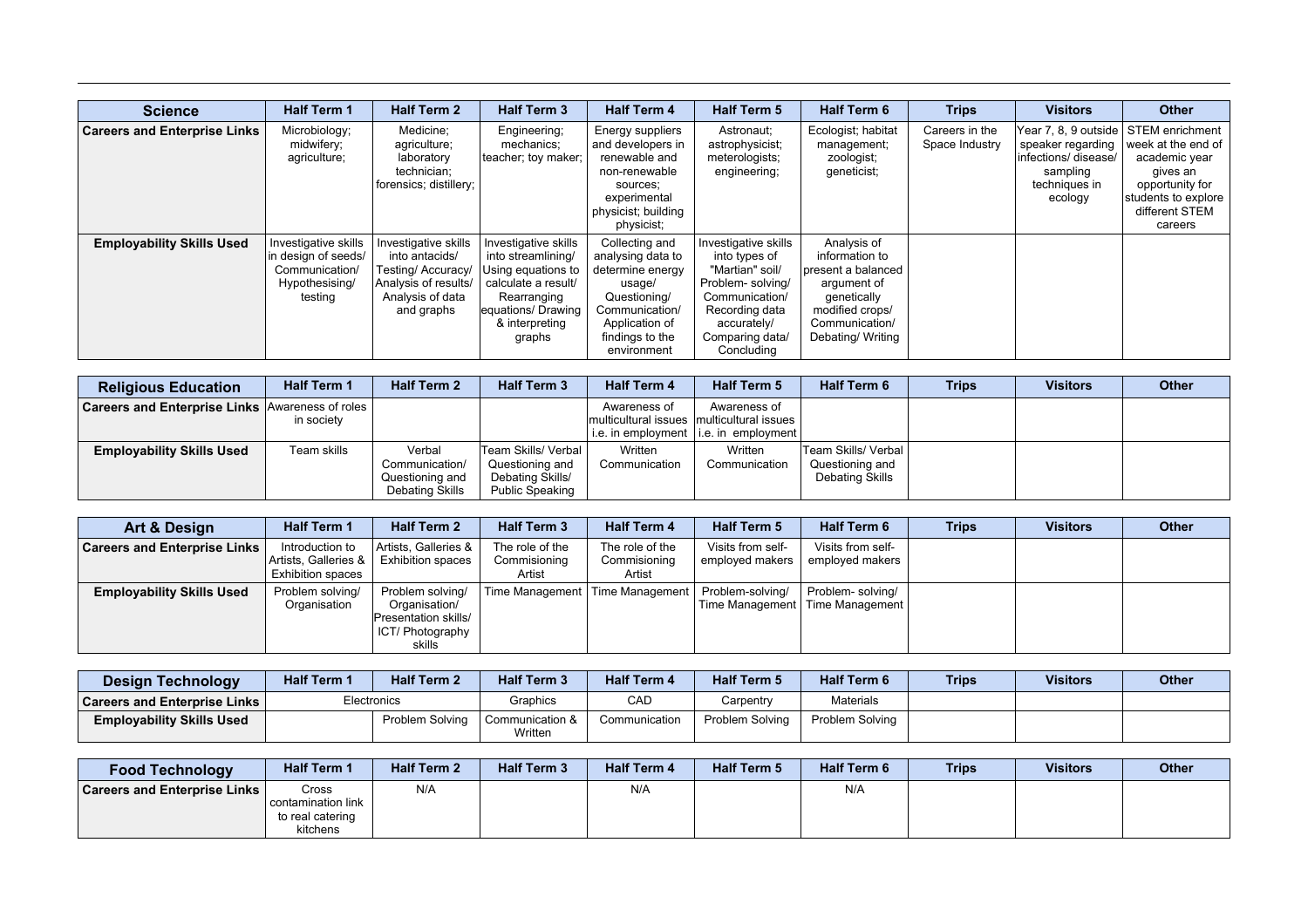| Science | Half Term 1 | Half Term 2 | Half Term 3 | Half Term 4 | Half Term 5 | Half Term 6 | Trips | Visitors | Other |
|---|---|---|---|---|---|---|---|---|---|
| **Careers and Enterprise Links** | Microbiology; midwifery; agriculture; | Medicine; agriculture; laboratory technician; forensics; distillery; | Engineering; mechanics; teacher; toy maker; | Energy suppliers and developers in renewable and non-renewable sources; experimental physicist; building physicist; | Astronaut; astrophysicist; meterologists; engineering; | Ecologist; habitat management; zoologist; geneticist; | Careers in the Space Industry | Year 7, 8, 9 outside speaker regarding infections/ disease/ sampling techniques in ecology | STEM enrichment week at the end of academic year gives an opportunity for students to explore different STEM careers |
| **Employability Skills Used** | Investigative skills in design of seeds/ Communication/ Hypothesising/ testing | Investigative skills into antacids/ Testing/ Accuracy/ Analysis of results/ Analysis of data and graphs | Investigative skills into streamlining/ Using equations to calculate a result/ Rearranging equations/ Drawing & interpreting graphs | Collecting and analysing data to determine energy usage/ Questioning/ Communication/ Application of findings to the environment | Investigative skills into types of "Martian" soil/ Problem- solving/ Communication/ Recording data accurately/ Comparing data/ Concluding | Analysis of information to present a balanced argument of genetically modified crops/ Communication/ Debating/ Writing | | | |

| Religious Education | Half Term 1 | Half Term 2 | Half Term 3 | Half Term 4 | Half Term 5 | Half Term 6 | Trips | Visitors | Other |
|---|---|---|---|---|---|---|---|---|---|
| **Careers and Enterprise Links** | Awareness of roles in society | | | Awareness of multicultural issues i.e. in employment | Awareness of multicultural issues i.e. in employment | | | | |
| **Employability Skills Used** | Team skills | Verbal Communication/ Questioning and Debating Skills | Team Skills/ Verbal Questioning and Debating Skills/ Public Speaking | Written Communication | Written Communication | Team Skills/ Verbal Questioning and Debating Skills | | | |

| Art & Design | Half Term 1 | Half Term 2 | Half Term 3 | Half Term 4 | Half Term 5 | Half Term 6 | Trips | Visitors | Other |
|---|---|---|---|---|---|---|---|---|---|
| **Careers and Enterprise Links** | Introduction to Artists, Galleries & Exhibition spaces | Artists, Galleries & Exhibition spaces | The role of the Commisioning Artist | The role of the Commisioning Artist | Visits from self-employed makers | Visits from self-employed makers | | | |
| **Employability Skills Used** | Problem solving/ Organisation | Problem solving/ Organisation/ Presentation skills/ ICT/ Photography skills | Time Management | Time Management | Problem-solving/ Time Management | Problem- solving/ Time Management | | | |

| Design Technology | Half Term 1 | Half Term 2 | Half Term 3 | Half Term 4 | Half Term 5 | Half Term 6 | Trips | Visitors | Other |
|---|---|---|---|---|---|---|---|---|---|
| **Careers and Enterprise Links** | Electronics | | Graphics | CAD | Carpentry | Materials | | | |
| **Employability Skills Used** | | Problem Solving | Communication & Written | Communication | Problem Solving | Problem Solving | | | |

| Food Technology | Half Term 1 | Half Term 2 | Half Term 3 | Half Term 4 | Half Term 5 | Half Term 6 | Trips | Visitors | Other |
|---|---|---|---|---|---|---|---|---|---|
| **Careers and Enterprise Links** | Cross contamination link to real catering kitchens | N/A | | N/A | | N/A | | | |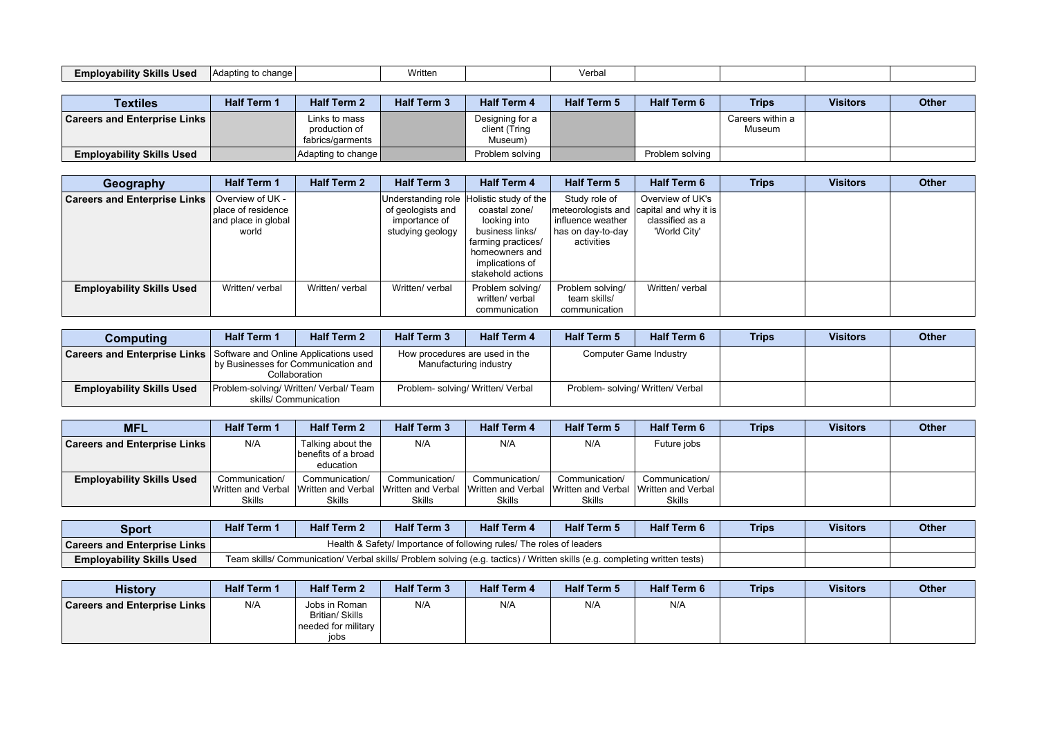| Employability Skills Used | Adapting to change | | Written | | Verbal | | | | |
|---|---|---|---|---|---|---|---|---|---|

| Textiles | Half Term 1 | Half Term 2 | Half Term 3 | Half Term 4 | Half Term 5 | Half Term 6 | Trips | Visitors | Other |
|---|---|---|---|---|---|---|---|---|---|
| Careers and Enterprise Links | | Links to mass production of fabrics/garments | | Designing for a client (Tring Museum) | | | Careers within a Museum | | |
| Employability Skills Used | | Adapting to change | | Problem solving | | Problem solving | | | |

| Geography | Half Term 1 | Half Term 2 | Half Term 3 | Half Term 4 | Half Term 5 | Half Term 6 | Trips | Visitors | Other |
|---|---|---|---|---|---|---|---|---|---|
| Careers and Enterprise Links | Overview of UK - place of residence and place in global world | | Understanding role of geologists and importance of studying geology | Holistic study of the coastal zone/ looking into business links/ farming practices/ homeowners and implications of stakehold actions | Study role of meteorologists and influence weather has on day-to-day activities | Overview of UK's capital and why it is classified as a 'World City' | | | |
| Employability Skills Used | Written/ verbal | Written/ verbal | Written/ verbal | Problem solving/ written/ verbal communication | Problem solving/ team skills/ communication | Written/ verbal | | | |

| Computing | Half Term 1 | Half Term 2 | Half Term 3 | Half Term 4 | Half Term 5 | Half Term 6 | Trips | Visitors | Other |
|---|---|---|---|---|---|---|---|---|---|
| Careers and Enterprise Links | Software and Online Applications used by Businesses for Communication and Collaboration | | How procedures are used in the Manufacturing industry | | Computer Game Industry | | | | |
| Employability Skills Used | Problem-solving/ Written/ Verbal/ Team skills/ Communication | | Problem- solving/ Written/ Verbal | | Problem- solving/ Written/ Verbal | | | | |

| MFL | Half Term 1 | Half Term 2 | Half Term 3 | Half Term 4 | Half Term 5 | Half Term 6 | Trips | Visitors | Other |
|---|---|---|---|---|---|---|---|---|---|
| Careers and Enterprise Links | N/A | Talking about the benefits of a broad education | N/A | N/A | N/A | Future jobs | | | |
| Employability Skills Used | Communication/ Written and Verbal Skills | Communication/ Written and Verbal Skills | Communication/ Written and Verbal Skills | Communication/ Written and Verbal Skills | Communication/ Written and Verbal Skills | Communication/ Written and Verbal Skills | | | |

| Sport | Half Term 1 | Half Term 2 | Half Term 3 | Half Term 4 | Half Term 5 | Half Term 6 | Trips | Visitors | Other |
|---|---|---|---|---|---|---|---|---|---|
| Careers and Enterprise Links | Health & Safety/ Importance of following rules/ The roles of leaders | | | | | | | | |
| Employability Skills Used | Team skills/ Communication/ Verbal skills/ Problem solving (e.g. tactics) / Written skills (e.g. completing written tests) | | | | | | | | |

| History | Half Term 1 | Half Term 2 | Half Term 3 | Half Term 4 | Half Term 5 | Half Term 6 | Trips | Visitors | Other |
|---|---|---|---|---|---|---|---|---|---|
| Careers and Enterprise Links | N/A | Jobs in Roman Britian/ Skills needed for military jobs | N/A | N/A | N/A | N/A | | | |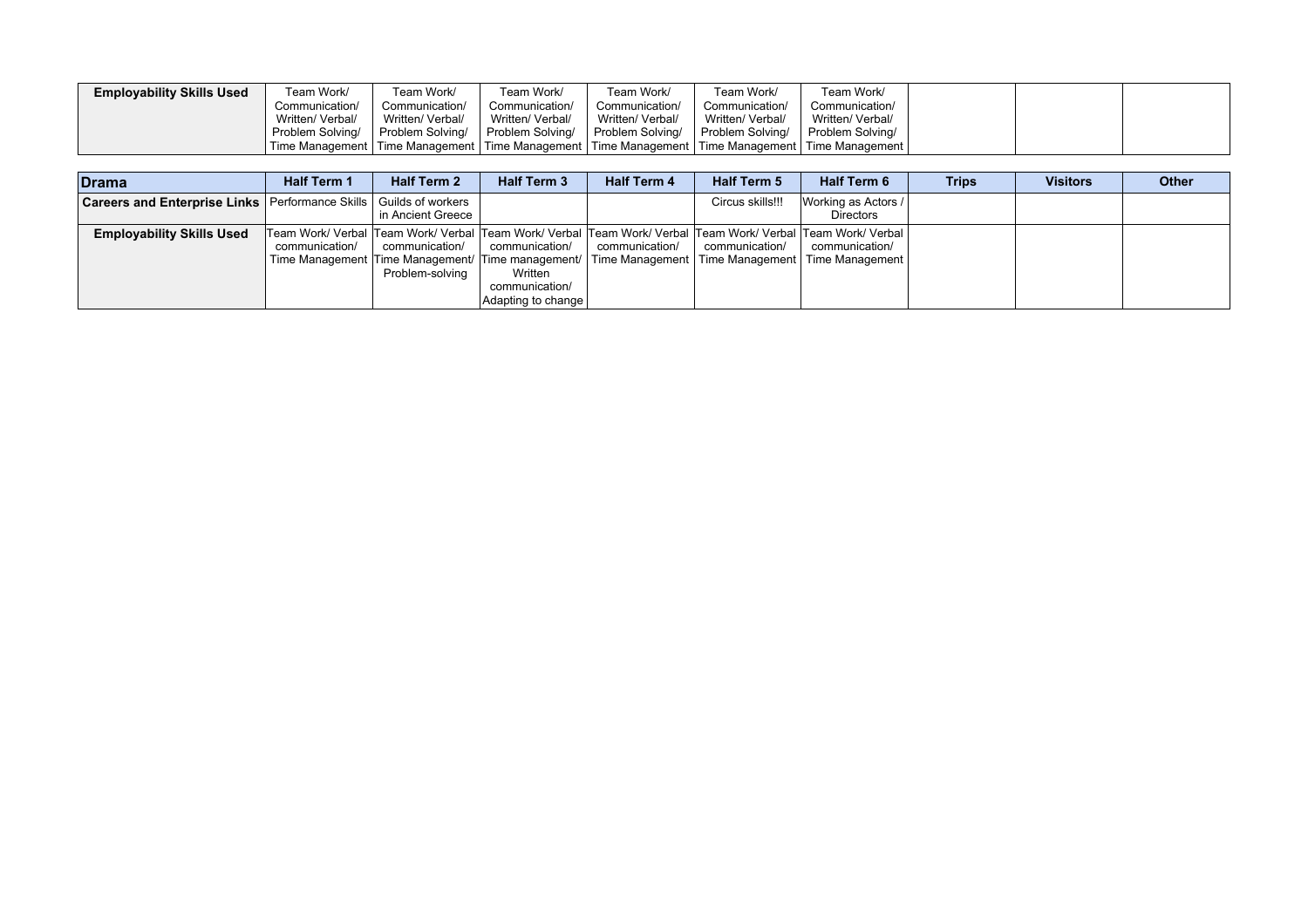| Employability Skills Used | Team Work/ Communication/ Written/ Verbal/ Problem Solving/ Time Management | Team Work/ Communication/ Written/ Verbal/ Problem Solving/ Time Management | Team Work/ Communication/ Written/ Verbal/ Problem Solving/ Time Management | Team Work/ Communication/ Written/ Verbal/ Problem Solving/ Time Management | Team Work/ Communication/ Written/ Verbal/ Problem Solving/ Time Management | Team Work/ Communication/ Written/ Verbal/ Problem Solving/ Time Management | | | |
|---|---|---|---|---|---|---|---|---|---|

| Drama | Half Term 1 | Half Term 2 | Half Term 3 | Half Term 4 | Half Term 5 | Half Term 6 | Trips | Visitors | Other |
|---|---|---|---|---|---|---|---|---|---|
| Careers and Enterprise Links | Performance Skills | Guilds of workers in Ancient Greece | | | Circus skills!!! | Working as Actors / Directors | | | |
| Employability Skills Used | Team Work/ Verbal communication/ Time Management | Team Work/ Verbal communication/ Time Management/ Problem-solving | Team Work/ Verbal communication/ Time management/ Written communication/ Adapting to change | Team Work/ Verbal communication/ Time Management | Team Work/ Verbal communication/ Time Management | Team Work/ Verbal communication/ Time Management | | | |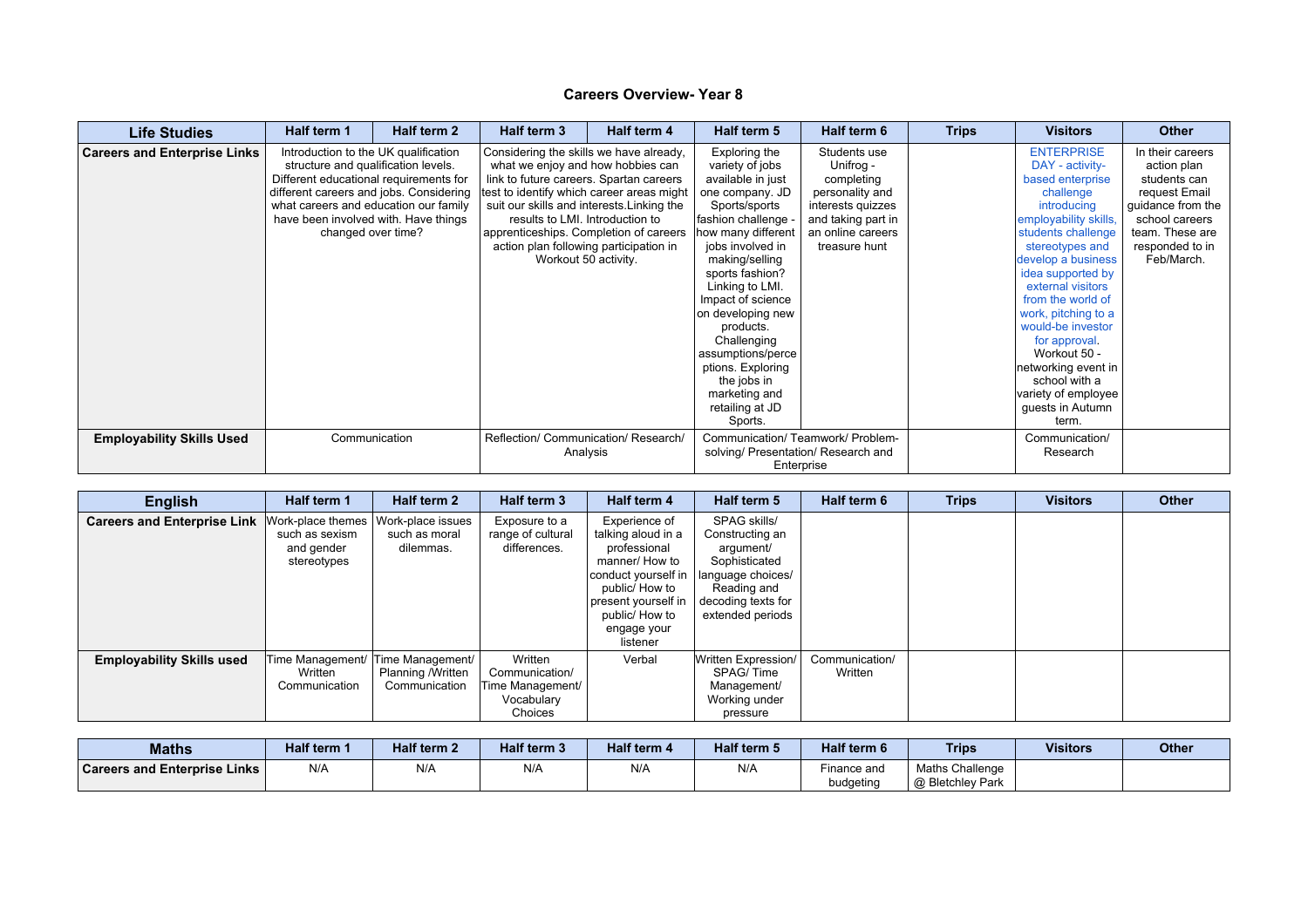# Careers Overview- Year 8

| Life Studies | Half term 1 | Half term 2 | Half term 3 | Half term 4 | Half term 5 | Half term 6 | Trips | Visitors | Other |
|---|---|---|---|---|---|---|---|---|---|
| **Careers and Enterprise Links** | Introduction to the UK qualification structure and qualification levels. Different educational requirements for different careers and jobs. Considering what careers and education our family have been involved with. Have things changed over time? | | Considering the skills we have already, what we enjoy and how hobbies can link to future careers. Spartan careers test to identify which career areas might suit our skills and interests.Linking the results to LMI. Introduction to apprenticeships. Completion of careers action plan following participation in Workout 50 activity. | | Exploring the variety of jobs available in just one company. JD Sports/sports fashion challenge - how many different jobs involved in making/selling sports fashion? Linking to LMI. Impact of science on developing new products. Challenging assumptions/perceptions. Exploring the jobs in marketing and retailing at JD Sports. | Students use Unifrog - completing personality and interests quizzes and taking part in an online careers treasure hunt | | ENTERPRISE DAY - activity-based enterprise challenge introducing employability skills, students challenge stereotypes and develop a business idea supported by external visitors from the world of work, pitching to a would-be investor for approval. Workout 50 - networking event in school with a variety of employee guests in Autumn term. | In their careers action plan students can request Email guidance from the school careers team. These are responded to in Feb/March. |
| **Employability Skills Used** | Communication | | Reflection/ Communication/ Research/ Analysis | | Communication/ Teamwork/ Problem-solving/ Presentation/ Research and Enterprise | | | Communication/ Research | |

| English | Half term 1 | Half term 2 | Half term 3 | Half term 4 | Half term 5 | Half term 6 | Trips | Visitors | Other |
|---|---|---|---|---|---|---|---|---|---|
| **Careers and Enterprise Link** | Work-place themes such as sexism and gender stereotypes | Work-place issues such as moral dilemmas. | Exposure to a range of cultural differences. | Experience of talking aloud in a professional manner/ How to conduct yourself in public/ How to present yourself in public/ How to engage your listener | SPAG skills/ Constructing an argument/ Sophisticated language choices/ Reading and decoding texts for extended periods | | | | |
| **Employability Skills used** | Time Management/ Written Communication | Time Management/ Planning /Written Communication | Written Communication/ Time Management/ Vocabulary Choices | Verbal | Written Expression/ SPAG/ Time Management/ Working under pressure | Communication/ Written | | | |

| Maths | Half term 1 | Half term 2 | Half term 3 | Half term 4 | Half term 5 | Half term 6 | Trips | Visitors | Other |
|---|---|---|---|---|---|---|---|---|---|
| **Careers and Enterprise Links** | N/A | N/A | N/A | N/A | N/A | Finance and budgeting | Maths Challenge @ Bletchley Park | | |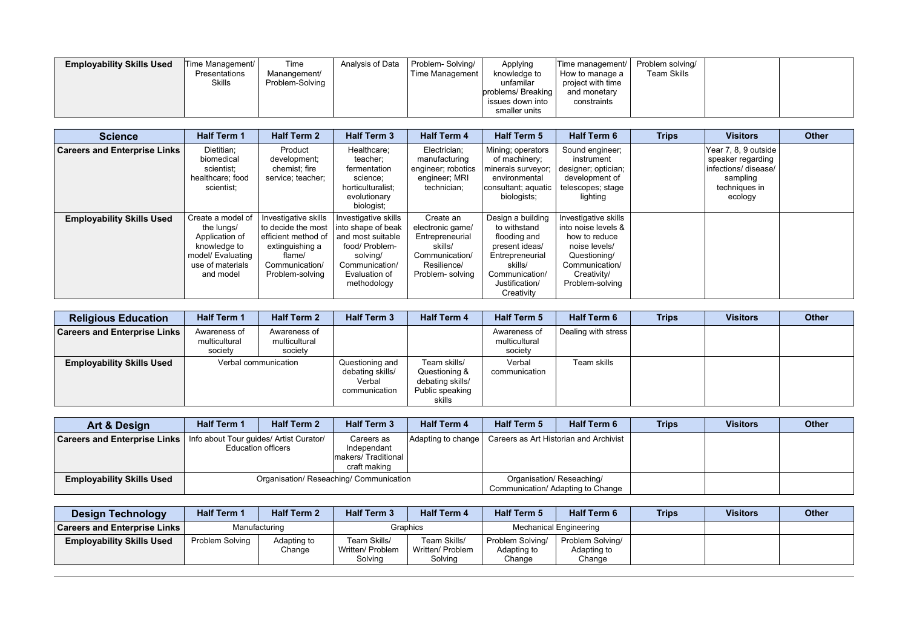| Employability Skills Used | Time Management/ Presentations Skills | Time Manangement/ Problem-Solving | Analysis of Data | Problem- Solving/ Time Management | Applying knowledge to unfamilar problems/ Breaking issues down into smaller units | Time management/ How to manage a project with time and monetary constraints | Problem solving/ Team Skills | | |
|---|---|---|---|---|---|---|---|---|---|

| Science | Half Term 1 | Half Term 2 | Half Term 3 | Half Term 4 | Half Term 5 | Half Term 6 | Trips | Visitors | Other |
|---|---|---|---|---|---|---|---|---|---|
| Careers and Enterprise Links | Dietitian; biomedical scientist; healthcare; food scientist; | Product development; chemist; fire service; teacher; | Healthcare; teacher; fermentation science; horticulturalist; evolutionary biologist; | Electrician; manufacturing engineer; robotics engineer; MRI technician; | Mining; operators of machinery; minerals surveyor; environmental consultant; aquatic biologists; | Sound engineer; instrument designer; optician; development of telescopes; stage lighting | | Year 7, 8, 9 outside speaker regarding infections/ disease/ sampling techniques in ecology | |
| Employability Skills Used | Create a model of the lungs/ Application of knowledge to model/ Evaluating use of materials and model | Investigative skills to decide the most efficient method of extinguishing a flame/ Communication/ Problem-solving | Investigative skills into shape of beak and most suitable food/ Problem-solving/ Communication/ Evaluation of methodology | Create an electronic game/ Entrepreneurial skills/ Communication/ Resilience/ Problem- solving | Design a building to withstand flooding and present ideas/ Entrepreneurial skills/ Communication/ Justification/ Creativity | Investigative skills into noise levels & how to reduce noise levels/ Questioning/ Communication/ Creativity/ Problem-solving | | | |

| Religious Education | Half Term 1 | Half Term 2 | Half Term 3 | Half Term 4 | Half Term 5 | Half Term 6 | Trips | Visitors | Other |
|---|---|---|---|---|---|---|---|---|---|
| Careers and Enterprise Links | Awareness of multicultural society | Awareness of multicultural society | | | Awareness of multicultural society | Dealing with stress | | | |
| Employability Skills Used | Verbal communication | | Questioning and debating skills/ Verbal communication | Team skills/ Questioning & debating skills/ Public speaking skills | Verbal communication | Team skills | | | |

| Art & Design | Half Term 1 | Half Term 2 | Half Term 3 | Half Term 4 | Half Term 5 | Half Term 6 | Trips | Visitors | Other |
|---|---|---|---|---|---|---|---|---|---|
| Careers and Enterprise Links | Info about Tour guides/ Artist Curator/ Education officers | | Careers as Independant makers/ Traditional craft making | Adapting to change | Careers as Art Historian and Archivist | | | | |
| Employability Skills Used | Organisation/ Reseaching/ Communication | | | | Organisation/ Reseaching/ Communication/ Adapting to Change | | | | |

| Design Technology | Half Term 1 | Half Term 2 | Half Term 3 | Half Term 4 | Half Term 5 | Half Term 6 | Trips | Visitors | Other |
|---|---|---|---|---|---|---|---|---|---|
| Careers and Enterprise Links | Manufacturing | | Graphics | | Mechanical Engineering | | | | |
| Employability Skills Used | Problem Solving | Adapting to Change | Team Skills/ Written/ Problem Solving | Team Skills/ Written/ Problem Solving | Problem Solving/ Adapting to Change | Problem Solving/ Adapting to Change | | | |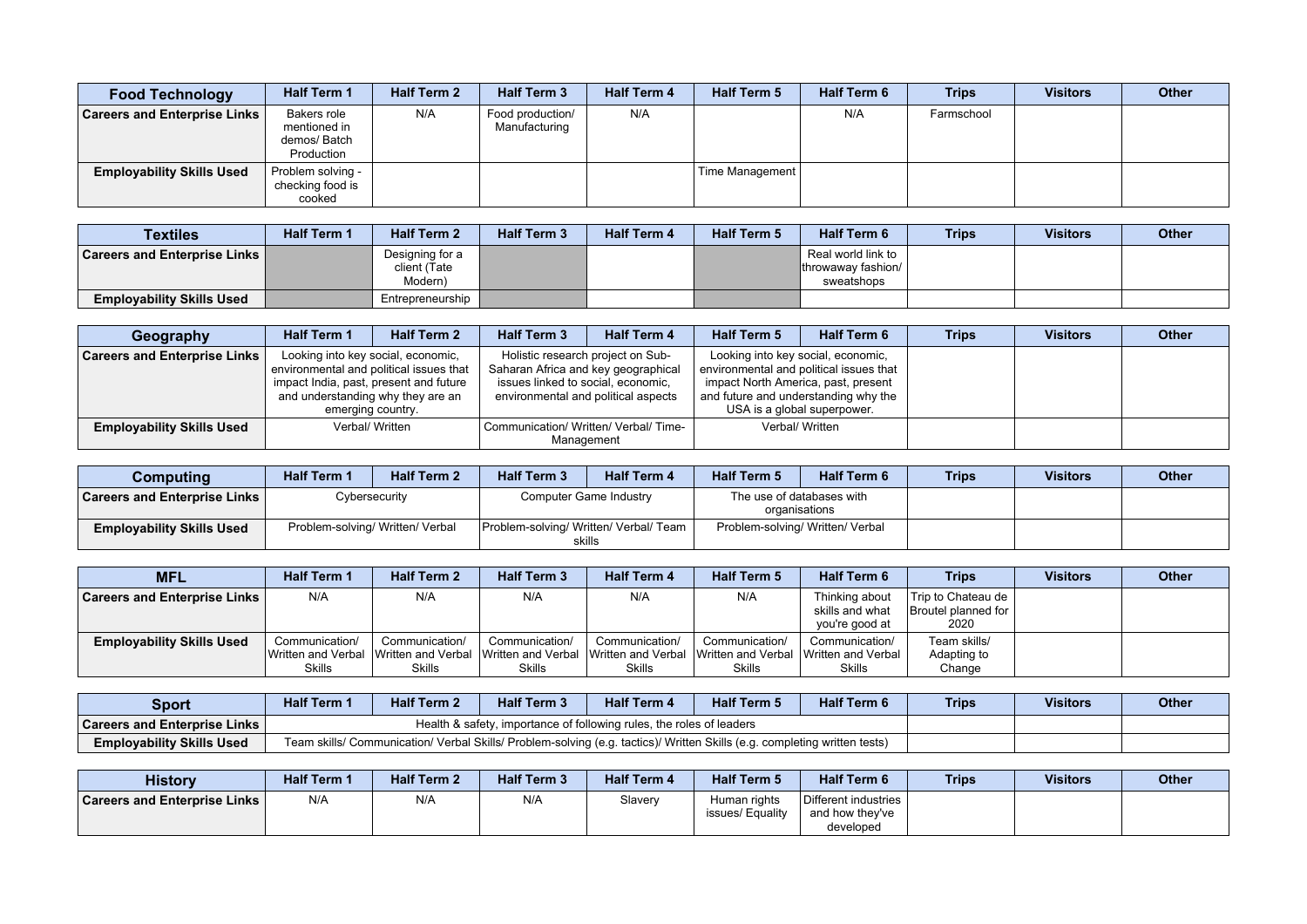| Food Technology | Half Term 1 | Half Term 2 | Half Term 3 | Half Term 4 | Half Term 5 | Half Term 6 | Trips | Visitors | Other |
|---|---|---|---|---|---|---|---|---|---|
| **Careers and Enterprise Links** | Bakers role mentioned in demos/ Batch Production | N/A | Food production/ Manufacturing | N/A | | N/A | Farmschool | | |
| **Employability Skills Used** | Problem solving - checking food is cooked | | | | Time Management | | | | |

| Textiles | Half Term 1 | Half Term 2 | Half Term 3 | Half Term 4 | Half Term 5 | Half Term 6 | Trips | Visitors | Other |
|---|---|---|---|---|---|---|---|---|---|
| **Careers and Enterprise Links** | | Designing for a client (Tate Modern) | | | | Real world link to throwaway fashion/ sweatshops | | | |
| **Employability Skills Used** | | Entrepreneurship | | | | | | | |

| Geography | Half Term 1 | Half Term 2 | Half Term 3 | Half Term 4 | Half Term 5 | Half Term 6 | Trips | Visitors | Other |
|---|---|---|---|---|---|---|---|---|---|
| **Careers and Enterprise Links** | Looking into key social, economic, environmental and political issues that impact India, past, present and future and understanding why they are an emerging country. | | Holistic research project on Sub-Saharan Africa and key geographical issues linked to social, economic, environmental and political aspects | | Looking into key social, economic, environmental and political issues that impact North America, past, present and future and understanding why the USA is a global superpower. | | | | |
| **Employability Skills Used** | Verbal/ Written | | Communication/ Written/ Verbal/ Time-Management | | Verbal/ Written | | | | |

| Computing | Half Term 1 | Half Term 2 | Half Term 3 | Half Term 4 | Half Term 5 | Half Term 6 | Trips | Visitors | Other |
|---|---|---|---|---|---|---|---|---|---|
| **Careers and Enterprise Links** | Cybersecurity | | Computer Game Industry | | The use of databases with organisations | | | | |
| **Employability Skills Used** | Problem-solving/ Written/ Verbal | | Problem-solving/ Written/ Verbal/ Team skills | | Problem-solving/ Written/ Verbal | | | | |

| MFL | Half Term 1 | Half Term 2 | Half Term 3 | Half Term 4 | Half Term 5 | Half Term 6 | Trips | Visitors | Other |
|---|---|---|---|---|---|---|---|---|---|
| **Careers and Enterprise Links** | N/A | N/A | N/A | N/A | N/A | Thinking about skills and what you're good at | Trip to Chateau de Broutel planned for 2020 | | |
| **Employability Skills Used** | Communication/ Written and Verbal Skills | Communication/ Written and Verbal Skills | Communication/ Written and Verbal Skills | Communication/ Written and Verbal Skills | Communication/ Written and Verbal Skills | Communication/ Written and Verbal Skills | Team skills/ Adapting to Change | | |

| Sport | Half Term 1 | Half Term 2 | Half Term 3 | Half Term 4 | Half Term 5 | Half Term 6 | Trips | Visitors | Other |
|---|---|---|---|---|---|---|---|---|---|
| **Careers and Enterprise Links** | Health & safety, importance of following rules, the roles of leaders | | | | | | | | |
| **Employability Skills Used** | Team skills/ Communication/ Verbal Skills/ Problem-solving (e.g. tactics)/ Written Skills (e.g. completing written tests) | | | | | | | | |

| History | Half Term 1 | Half Term 2 | Half Term 3 | Half Term 4 | Half Term 5 | Half Term 6 | Trips | Visitors | Other |
|---|---|---|---|---|---|---|---|---|---|
| **Careers and Enterprise Links** | N/A | N/A | N/A | Slavery | Human rights issues/ Equality | Different industries and how they've developed | | | |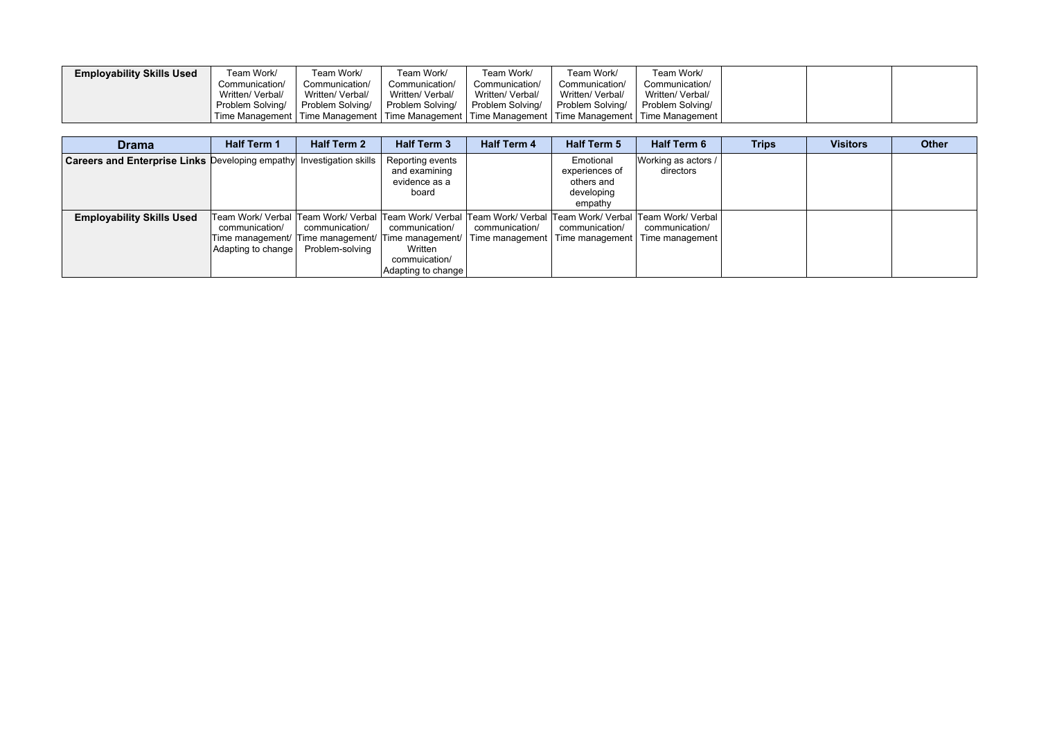| Employability Skills Used | Team Work/ Communication/ Written/ Verbal/ Problem Solving/ Time Management | Team Work/ Communication/ Written/ Verbal/ Problem Solving/ Time Management | Team Work/ Communication/ Written/ Verbal/ Problem Solving/ Time Management | Team Work/ Communication/ Written/ Verbal/ Problem Solving/ Time Management | Team Work/ Communication/ Written/ Verbal/ Problem Solving/ Time Management | Team Work/ Communication/ Written/ Verbal/ Problem Solving/ Time Management | | | |
|---|---|---|---|---|---|---|---|---|---|

| Drama | Half Term 1 | Half Term 2 | Half Term 3 | Half Term 4 | Half Term 5 | Half Term 6 | Trips | Visitors | Other |
|---|---|---|---|---|---|---|---|---|---|
| **Careers and Enterprise Links** | Developing empathy | Investigation skills | Reporting events and examining evidence as a board | | Emotional experiences of others and developing empathy | Working as actors / directors | | | |
| **Employability Skills Used** | Team Work/ Verbal communication/ Time management/ Adapting to change | Team Work/ Verbal communication/ Time management/ Problem-solving | Team Work/ Verbal communication/ Time management/ Written commuication/ Adapting to change | Team Work/ Verbal communication/ Time management | Team Work/ Verbal communication/ Time management | Team Work/ Verbal communication/ Time management | | | |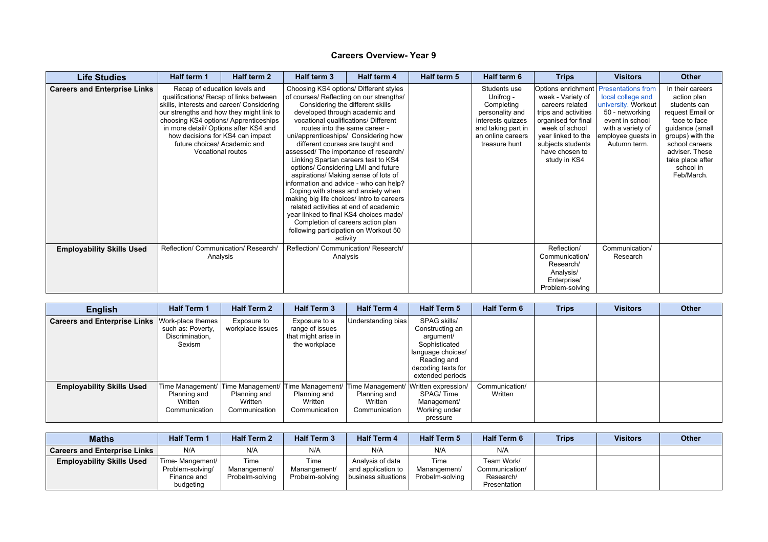# Careers Overview- Year 9

| Life Studies | Half term 1 | Half term 2 | Half term 3 | Half term 4 | Half term 5 | Half term 6 | Trips | Visitors | Other |
|---|---|---|---|---|---|---|---|---|---|
| **Careers and Enterprise Links** | Recap of education levels and qualifications/ Recap of links between skills, interests and career/ Considering our strengths and how they might link to choosing KS4 options/ Apprenticeships in more detail/ Options after KS4 and how decisions for KS4 can impact future choices/ Academic and Vocational routes | | Choosing KS4 options/ Different styles of courses/ Reflecting on our strengths/ Considering the different skills developed through academic and vocational qualifications/ Different routes into the same career - uni/apprenticeships/ Considering how different courses are taught and assessed/ The importance of research/ Linking Spartan careers test to KS4 options/ Considering LMI and future aspirations/ Making sense of lots of information and advice - who can help? Coping with stress and anxiety when making big life choices/ Intro to careers related activities at end of academic year linked to final KS4 choices made/ Completion of careers action plan following participation on Workout 50 activity | | | Students use Unifrog - Completing personality and interests quizzes and taking part in an online careers treasure hunt | Options enrichment week - Variety of careers related trips and activities organised for final week of school year linked to the subjects students have chosen to study in KS4 | Presentations from local college and university. Workout 50 - networking event in school with a variety of employee guests in Autumn term. | In their careers action plan students can request Email or face to face guidance (small groups) with the school careers adviser. These take place after school in Feb/March. |
| **Employability Skills Used** | Reflection/ Communication/ Research/ Analysis | | Reflection/ Communication/ Research/ Analysis | | | | Reflection/ Communication/ Research/ Analysis/ Enterprise/ Problem-solving | Communication/ Research | |

| English | Half Term 1 | Half Term 2 | Half Term 3 | Half Term 4 | Half Term 5 | Half Term 6 | Trips | Visitors | Other |
|---|---|---|---|---|---|---|---|---|---|
| **Careers and Enterprise Links** | Work-place themes such as: Poverty, Discrimination, Sexism | Exposure to workplace issues | Exposure to a range of issues that might arise in the workplace | Understanding bias | SPAG skills/ Constructing an argument/ Sophisticated language choices/ Reading and decoding texts for extended periods | | | | |
| **Employability Skills Used** | Time Management/ Planning and Written Communication | Time Management/ Planning and Written Communication | Time Management/ Planning and Written Communication | Time Management/ Planning and Written Communication | Written expression/ SPAG/ Time Management/ Working under pressure | Communication/ Written | | | |

| Maths | Half Term 1 | Half Term 2 | Half Term 3 | Half Term 4 | Half Term 5 | Half Term 6 | Trips | Visitors | Other |
|---|---|---|---|---|---|---|---|---|---|
| **Careers and Enterprise Links** | N/A | N/A | N/A | N/A | N/A | N/A | | | |
| **Employability Skills Used** | Time- Mangement/ Problem-solving/ Finance and budgeting | Time Manangement/ Probelm-solving | Time Manangement/ Probelm-solving | Analysis of data and application to business situations | Time Manangement/ Probelm-solving | Team Work/ Communication/ Research/ Presentation | | | |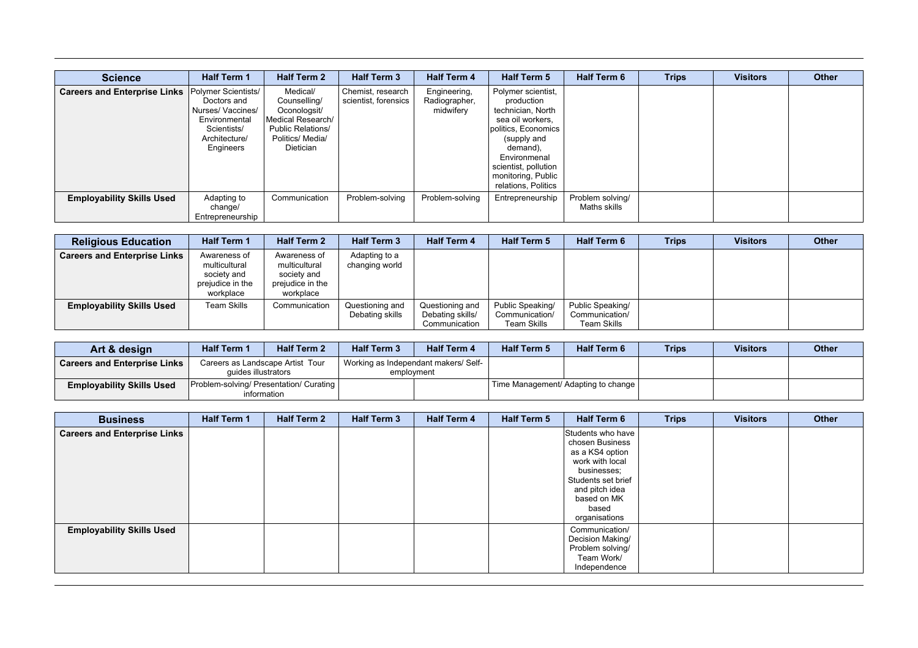| Science | Half Term 1 | Half Term 2 | Half Term 3 | Half Term 4 | Half Term 5 | Half Term 6 | Trips | Visitors | Other |
|---|---|---|---|---|---|---|---|---|---|
| **Careers and Enterprise Links** | Polymer Scientists/ Doctors and Nurses/ Vaccines/ Environmental Scientists/ Architecture/ Engineers | Medical/ Counselling/ Oconologsit/ Medical Research/ Public Relations/ Politics/ Media/ Dietician | Chemist, research scientist, forensics | Engineering, Radiographer, midwifery | Polymer scientist, production technician, North sea oil workers, politics, Economics (supply and demand), Environmenal scientist, pollution monitoring, Public relations, Politics | | | | |
| **Employability Skills Used** | Adapting to change/ Entrepreneurship | Communication | Problem-solving | Problem-solving | Entrepreneurship | Problem solving/ Maths skills | | | |

| Religious Education | Half Term 1 | Half Term 2 | Half Term 3 | Half Term 4 | Half Term 5 | Half Term 6 | Trips | Visitors | Other |
|---|---|---|---|---|---|---|---|---|---|
| **Careers and Enterprise Links** | Awareness of multicultural society and prejudice in the workplace | Awareness of multicultural society and prejudice in the workplace | Adapting to a changing world | | | | | | |
| **Employability Skills Used** | Team Skills | Communication | Questioning and Debating skills | Questioning and Debating skills/ Communication | Public Speaking/ Communication/ Team Skills | Public Speaking/ Communication/ Team Skills | | | |

| Art & design | Half Term 1 | Half Term 2 | Half Term 3 | Half Term 4 | Half Term 5 | Half Term 6 | Trips | Visitors | Other |
|---|---|---|---|---|---|---|---|---|---|
| **Careers and Enterprise Links** | Careers as Landscape Artist Tour guides illustrators | | Working as Independant makers/ Self-employment | | | | | | |
| **Employability Skills Used** | Problem-solving/ Presentation/ Curating information | | | | Time Management/ Adapting to change | | | | |

| Business | Half Term 1 | Half Term 2 | Half Term 3 | Half Term 4 | Half Term 5 | Half Term 6 | Trips | Visitors | Other |
|---|---|---|---|---|---|---|---|---|---|
| **Careers and Enterprise Links** | | | | | | Students who have chosen Business as a KS4 option work with local businesses; Students set brief and pitch idea based on MK based organisations | | | |
| **Employability Skills Used** | | | | | | Communication/ Decision Making/ Problem solving/ Team Work/ Independence | | | |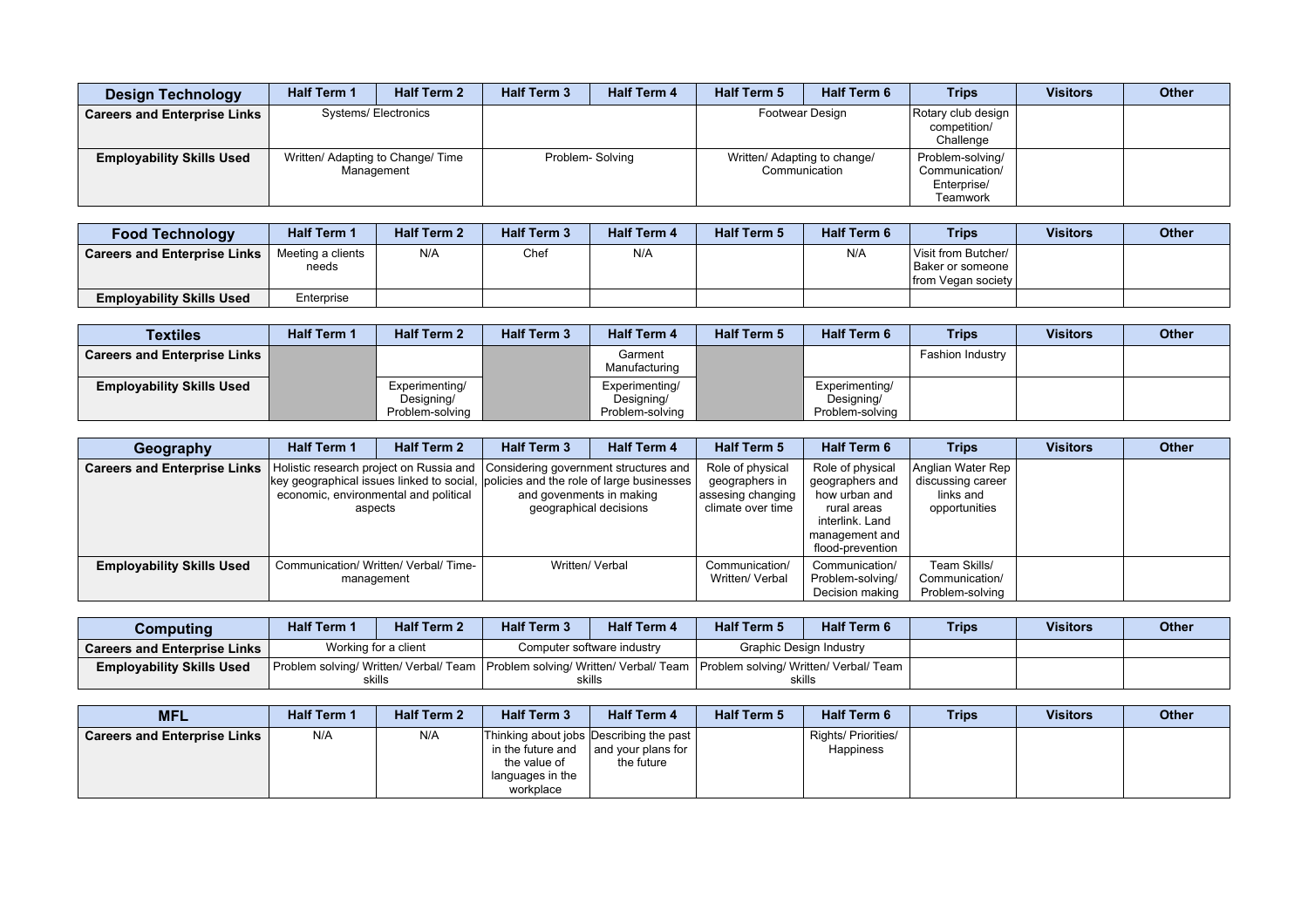| Design Technology | Half Term 1 | Half Term 2 | Half Term 3 | Half Term 4 | Half Term 5 | Half Term 6 | Trips | Visitors | Other |
|---|---|---|---|---|---|---|---|---|---|
| Careers and Enterprise Links | Systems/ Electronics | | | | Footwear Design | | Rotary club design competition/ Challenge | | |
| Employability Skills Used | Written/ Adapting to Change/ Time Management | | Problem- Solving | | Written/ Adapting to change/ Communication | | Problem-solving/ Communication/ Enterprise/ Teamwork | | |

| Food Technology | Half Term 1 | Half Term 2 | Half Term 3 | Half Term 4 | Half Term 5 | Half Term 6 | Trips | Visitors | Other |
|---|---|---|---|---|---|---|---|---|---|
| Careers and Enterprise Links | Meeting a clients needs | N/A | Chef | N/A | | N/A | Visit from Butcher/ Baker or someone from Vegan society | | |
| Employability Skills Used | Enterprise | | | | | | | | |

| Textiles | Half Term 1 | Half Term 2 | Half Term 3 | Half Term 4 | Half Term 5 | Half Term 6 | Trips | Visitors | Other |
|---|---|---|---|---|---|---|---|---|---|
| Careers and Enterprise Links | | | | Garment Manufacturing | | | Fashion Industry | | |
| Employability Skills Used | | Experimenting/ Designing/ Problem-solving | | Experimenting/ Designing/ Problem-solving | | Experimenting/ Designing/ Problem-solving | | | |

| Geography | Half Term 1 | Half Term 2 | Half Term 3 | Half Term 4 | Half Term 5 | Half Term 6 | Trips | Visitors | Other |
|---|---|---|---|---|---|---|---|---|---|
| Careers and Enterprise Links | Holistic research project on Russia and key geographical issues linked to social, economic, environmental and political aspects | | Considering government structures and policies and the role of large businesses and govenments in making geographical decisions | | Role of physical geographers in assesing changing climate over time | Role of physical geographers and how urban and rural areas interlink. Land management and flood-prevention | Anglian Water Rep discussing career links and opportunities | | |
| Employability Skills Used | Communication/ Written/ Verbal/ Time-management | | Written/ Verbal | | Communication/ Written/ Verbal | Communication/ Problem-solving/ Decision making | Team Skills/ Communication/ Problem-solving | | |

| Computing | Half Term 1 | Half Term 2 | Half Term 3 | Half Term 4 | Half Term 5 | Half Term 6 | Trips | Visitors | Other |
|---|---|---|---|---|---|---|---|---|---|
| Careers and Enterprise Links | Working for a client | | Computer software industry | | Graphic Design Industry | | | | |
| Employability Skills Used | Problem solving/ Written/ Verbal/ Team skills | | Problem solving/ Written/ Verbal/ Team skills | | Problem solving/ Written/ Verbal/ Team skills | | | | |

| MFL | Half Term 1 | Half Term 2 | Half Term 3 | Half Term 4 | Half Term 5 | Half Term 6 | Trips | Visitors | Other |
|---|---|---|---|---|---|---|---|---|---|
| Careers and Enterprise Links | N/A | N/A | Thinking about jobs in the future and the value of languages in the workplace | Describing the past and your plans for the future | | Rights/ Priorities/ Happiness | | | |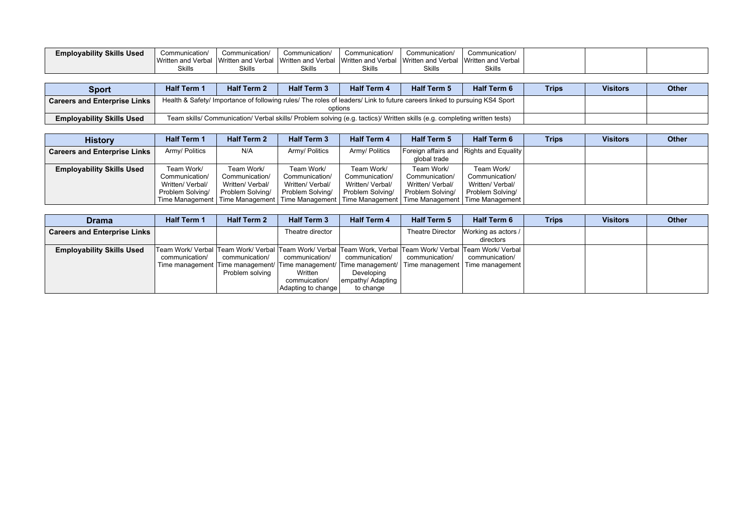| Employability Skills Used | Communication/ Written and Verbal Skills | Communication/ Written and Verbal Skills | Communication/ Written and Verbal Skills | Communication/ Written and Verbal Skills | Communication/ Written and Verbal Skills | Communication/ Written and Verbal Skills | | | |
|---|---|---|---|---|---|---|---|---|---|

| Sport | Half Term 1 | Half Term 2 | Half Term 3 | Half Term 4 | Half Term 5 | Half Term 6 | Trips | Visitors | Other |
|---|---|---|---|---|---|---|---|---|---|
| Careers and Enterprise Links | Health & Safety/ Importance of following rules/ The roles of leaders/ Link to future careers linked to pursuing KS4 Sport options | | | | | | | | |
| Employability Skills Used | Team skills/ Communication/ Verbal skills/ Problem solving (e.g. tactics)/ Written skills (e.g. completing written tests) | | | | | | | | |

| History | Half Term 1 | Half Term 2 | Half Term 3 | Half Term 4 | Half Term 5 | Half Term 6 | Trips | Visitors | Other |
|---|---|---|---|---|---|---|---|---|---|
| Careers and Enterprise Links | Army/ Politics | N/A | Army/ Politics | Army/ Politics | Foreign affairs and global trade | Rights and Equality | | | |
| Employability Skills Used | Team Work/ Communication/ Written/ Verbal/ Problem Solving/ Time Management | Team Work/ Communication/ Written/ Verbal/ Problem Solving/ Time Management | Team Work/ Communication/ Written/ Verbal/ Problem Solving/ Time Management | Team Work/ Communication/ Written/ Verbal/ Problem Solving/ Time Management | Team Work/ Communication/ Written/ Verbal/ Problem Solving/ Time Management | Team Work/ Communication/ Written/ Verbal/ Problem Solving/ Time Management | | | |

| Drama | Half Term 1 | Half Term 2 | Half Term 3 | Half Term 4 | Half Term 5 | Half Term 6 | Trips | Visitors | Other |
|---|---|---|---|---|---|---|---|---|---|
| Careers and Enterprise Links | | | Theatre director | | Theatre Director | Working as actors / directors | | | |
| Employability Skills Used | Team Work/ Verbal communication/ Time management | Team Work/ Verbal communication/ Time management/ Problem solving | Team Work/ Verbal communication/ Time management/ Written commuication/ Adapting to change | Team Work, Verbal communication/ Time management/ Developing empathy/ Adapting to change | Team Work/ Verbal communication/ Time management | Team Work/ Verbal communication/ Time management | | | |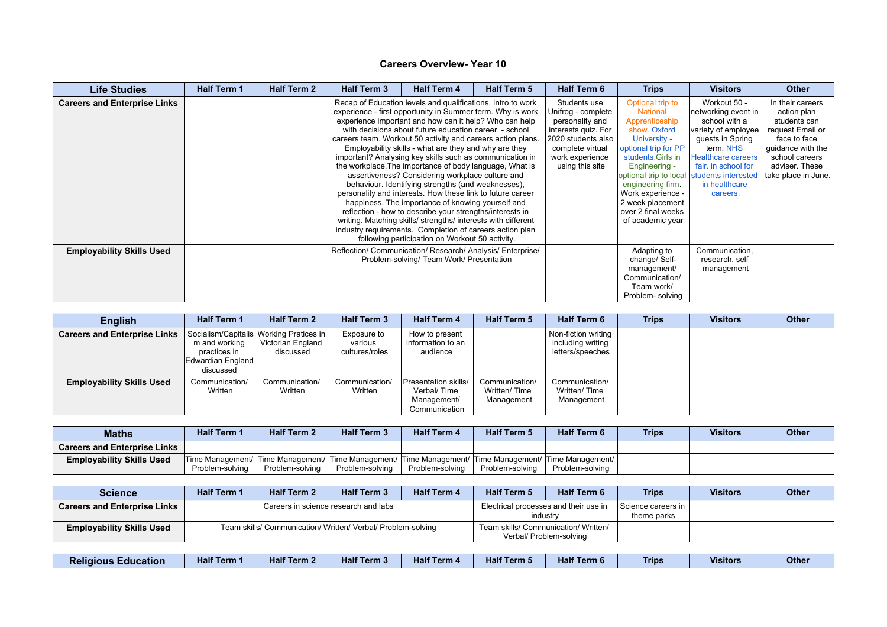# Careers Overview- Year 10

| Life Studies | Half Term 1 | Half Term 2 | Half Term 3 | Half Term 4 | Half Term 5 | Half Term 6 | Trips | Visitors | Other |
|---|---|---|---|---|---|---|---|---|---|
| **Careers and Enterprise Links** | | | Recap of Education levels and qualifications. Intro to work experience - first opportunity in Summer term. Why is work experience important and how can it help? Who can help with decisions about future education career - school careers team. Workout 50 activity and careers action plans. Employability skills - what are they and why are they important? Analysing key skills such as communication in the workplace.The importance of body language, What is assertiveness? Considering workplace culture and behaviour. Identifying strengths (and weaknesses), personality and interests. How these link to future career happiness. The importance of knowing yourself and reflection - how to describe your strengths/interests in writing. Matching skills/ strengths/ interests with different industry requirements. Completion of careers action plan following participation on Workout 50 activity. | | | Students use Unifrog - complete personality and interests quiz. For 2020 students also complete virtual work experience using this site | Optional trip to National Apprenticeship show. Oxford University - optional trip for PP students.Girls in Engineering - optional trip to local engineering firm. Work experience - 2 week placement over 2 final weeks of academic year | Workout 50 - networking event in school with a variety of employee guests in Spring term. NHS Healthcare careers fair. in school for students interested in healthcare careers. | In their careers action plan students can request Email or face to face guidance with the school careers adviser. These take place in June. |
| **Employability Skills Used** | | | Reflection/ Communication/ Research/ Analysis/ Enterprise/ Problem-solving/ Team Work/ Presentation | | | | Adapting to change/ Self-management/ Communication/ Team work/ Problem- solving | Communication, research, self management | |

| English | Half Term 1 | Half Term 2 | Half Term 3 | Half Term 4 | Half Term 5 | Half Term 6 | Trips | Visitors | Other |
|---|---|---|---|---|---|---|---|---|---|
| **Careers and Enterprise Links** | Socialism/Capitalism and working practices in Edwardian England discussed | Working Pratices in Victorian England discussed | Exposure to various cultures/roles | How to present information to an audience | | Non-fiction writing including writing letters/speeches | | | |
| **Employability Skills Used** | Communication/ Written | Communication/ Written | Communication/ Written | Presentation skills/ Verbal/ Time Management/ Communication | Communication/ Written/ Time Management | Communication/ Written/ Time Management | | | |

| Maths | Half Term 1 | Half Term 2 | Half Term 3 | Half Term 4 | Half Term 5 | Half Term 6 | Trips | Visitors | Other |
|---|---|---|---|---|---|---|---|---|---|
| **Careers and Enterprise Links** | | | | | | | | | |
| **Employability Skills Used** | Time Management/ Problem-solving | Time Management/ Problem-solving | Time Management/ Problem-solving | Time Management/ Problem-solving | Time Management/ Problem-solving | Time Management/ Problem-solving | | | |

| Science | Half Term 1 | Half Term 2 | Half Term 3 | Half Term 4 | Half Term 5 | Half Term 6 | Trips | Visitors | Other |
|---|---|---|---|---|---|---|---|---|---|
| **Careers and Enterprise Links** | Careers in science research and labs | | | | Electrical processes and their use in industry | | Science careers in theme parks | | |
| **Employability Skills Used** | Team skills/ Communication/ Written/ Verbal/ Problem-solving | | | | Team skills/ Communication/ Written/ Verbal/ Problem-solving | | | | |

| Religious Education | Half Term 1 | Half Term 2 | Half Term 3 | Half Term 4 | Half Term 5 | Half Term 6 | Trips | Visitors | Other |
|---|---|---|---|---|---|---|---|---|---|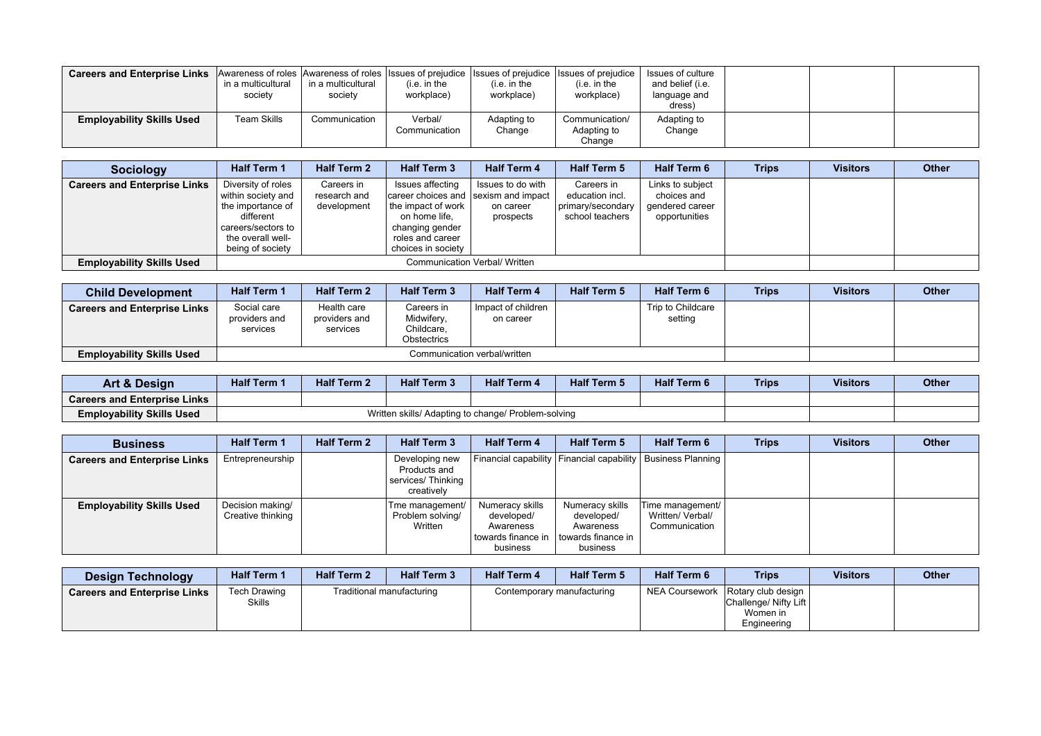| Careers and Enterprise Links | Awareness of roles in a multicultural society | Awareness of roles in a multicultural society | Issues of prejudice (i.e. in the workplace) | Issues of prejudice (i.e. in the workplace) | Issues of prejudice (i.e. in the workplace) | Issues of culture and belief (i.e. language and dress) | | | |
|---|---|---|---|---|---|---|---|---|---|
| **Employability Skills Used** | Team Skills | Communication | Verbal/ Communication | Adapting to Change | Communication/ Adapting to Change | Adapting to Change | | | |

| Sociology | Half Term 1 | Half Term 2 | Half Term 3 | Half Term 4 | Half Term 5 | Half Term 6 | Trips | Visitors | Other |
|---|---|---|---|---|---|---|---|---|---|
| **Careers and Enterprise Links** | Diversity of roles within society and the importance of different careers/sectors to the overall well-being of society | Careers in research and development | Issues affecting career choices and the impact of work on home life, changing gender roles and career choices in society | Issues to do with sexism and impact on career prospects | Careers in education incl. primary/secondary school teachers | Links to subject choices and gendered career opportunities | | | |
| **Employability Skills Used** | Communication Verbal/ Written | | | | | | | | |

| Child Development | Half Term 1 | Half Term 2 | Half Term 3 | Half Term 4 | Half Term 5 | Half Term 6 | Trips | Visitors | Other |
|---|---|---|---|---|---|---|---|---|---|
| **Careers and Enterprise Links** | Social care providers and services | Health care providers and services | Careers in Midwifery, Childcare, Obstectrics | Impact of children on career | | Trip to Childcare setting | | | |
| **Employability Skills Used** | Communication verbal/written | | | | | | | | |

| Art & Design | Half Term 1 | Half Term 2 | Half Term 3 | Half Term 4 | Half Term 5 | Half Term 6 | Trips | Visitors | Other |
|---|---|---|---|---|---|---|---|---|---|
| **Careers and Enterprise Links** | | | | | | | | | |
| **Employability Skills Used** | Written skills/ Adapting to change/ Problem-solving | | | | | | | | |

| Business | Half Term 1 | Half Term 2 | Half Term 3 | Half Term 4 | Half Term 5 | Half Term 6 | Trips | Visitors | Other |
|---|---|---|---|---|---|---|---|---|---|
| **Careers and Enterprise Links** | Entrepreneurship | | Developing new Products and services/ Thinking creatively | Financial capability | Financial capability | Business Planning | | | |
| **Employability Skills Used** | Decision making/ Creative thinking | | Tme management/ Problem solving/ Written | Numeracy skills developed/ Awareness towards finance in business | Numeracy skills developed/ Awareness towards finance in business | Time management/ Written/ Verbal/ Communication | | | |

| Design Technology | Half Term 1 | Half Term 2 | Half Term 3 | Half Term 4 | Half Term 5 | Half Term 6 | Trips | Visitors | Other |
|---|---|---|---|---|---|---|---|---|---|
| **Careers and Enterprise Links** | Tech Drawing Skills | Traditional manufacturing | | Contemporary manufacturing | | NEA Coursework | Rotary club design Challenge/ Nifty Lift Women in Engineering | | |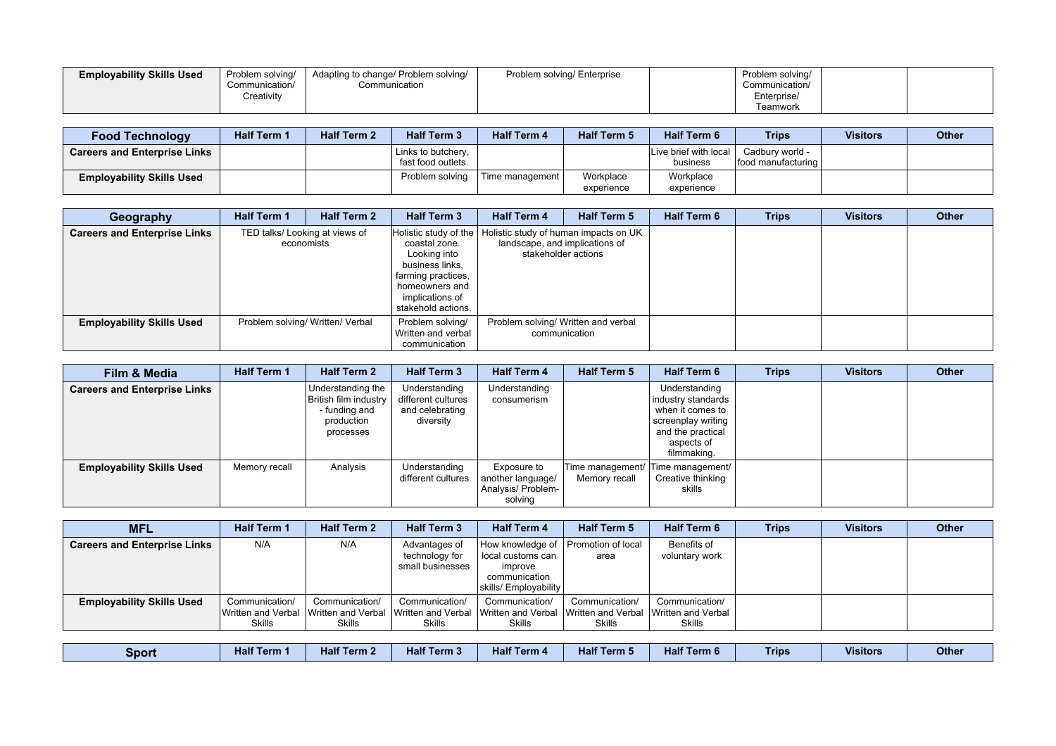| | | | | | | | | | |
|---|---|---|---|---|---|---|---|---|---|
| **Employability Skills Used** | Problem solving/ Communication/ Creativity | Adapting to change/ Problem solving/ Communication | | Problem solving/ Enterprise | | | Problem solving/ Communication/ Enterprise/ Teamwork | | |

| **Food Technology** | **Half Term 1** | **Half Term 2** | **Half Term 3** | **Half Term 4** | **Half Term 5** | **Half Term 6** | **Trips** | **Visitors** | **Other** |
|---|---|---|---|---|---|---|---|---|---|
| **Careers and Enterprise Links** | | | Links to butchery, fast food outlets. | | | Live brief with local business | Cadbury world - food manufacturing | | |
| **Employability Skills Used** | | | Problem solving | Time management | Workplace experience | Workplace experience | | | |

| **Geography** | **Half Term 1** | **Half Term 2** | **Half Term 3** | **Half Term 4** | **Half Term 5** | **Half Term 6** | **Trips** | **Visitors** | **Other** |
|---|---|---|---|---|---|---|---|---|---|
| **Careers and Enterprise Links** | TED talks/ Looking at views of economists | | Holistic study of the coastal zone. Looking into business links, farming practices, homeowners and implications of stakehold actions. | Holistic study of human impacts on UK landscape, and implications of stakeholder actions | | | | | |
| **Employability Skills Used** | Problem solving/ Written/ Verbal | | Problem solving/ Written and verbal communication | Problem solving/ Written and verbal communication | | | | | |

| **Film & Media** | **Half Term 1** | **Half Term 2** | **Half Term 3** | **Half Term 4** | **Half Term 5** | **Half Term 6** | **Trips** | **Visitors** | **Other** |
|---|---|---|---|---|---|---|---|---|---|
| **Careers and Enterprise Links** | | Understanding the British film industry - funding and production processes | Understanding different cultures and celebrating diversity | Understanding consumerism | | Understanding industry standards when it comes to screenplay writing and the practical aspects of filmmaking. | | | |
| **Employability Skills Used** | Memory recall | Analysis | Understanding different cultures | Exposure to another language/ Analysis/ Problem-solving | Time management/ Memory recall | Time management/ Creative thinking skills | | | |

| **MFL** | **Half Term 1** | **Half Term 2** | **Half Term 3** | **Half Term 4** | **Half Term 5** | **Half Term 6** | **Trips** | **Visitors** | **Other** |
|---|---|---|---|---|---|---|---|---|---|
| **Careers and Enterprise Links** | N/A | N/A | Advantages of technology for small businesses | How knowledge of local customs can improve communication skills/ Employability | Promotion of local area | Benefits of voluntary work | | | |
| **Employability Skills Used** | Communication/ Written and Verbal Skills | Communication/ Written and Verbal Skills | Communication/ Written and Verbal Skills | Communication/ Written and Verbal Skills | Communication/ Written and Verbal Skills | Communication/ Written and Verbal Skills | | | |

| **Sport** | **Half Term 1** | **Half Term 2** | **Half Term 3** | **Half Term 4** | **Half Term 5** | **Half Term 6** | **Trips** | **Visitors** | **Other** |
|---|---|---|---|---|---|---|---|---|---|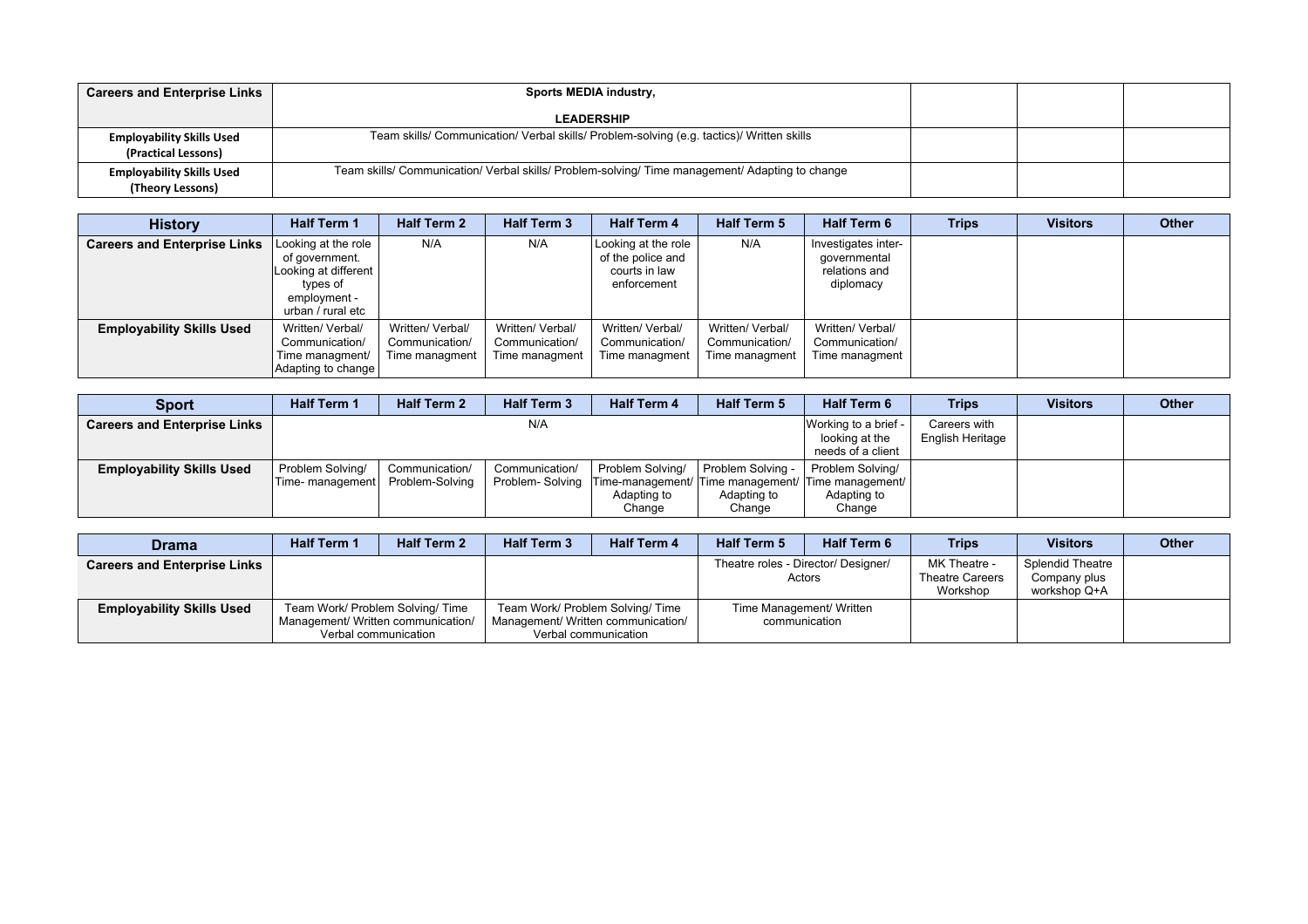| Careers and Enterprise Links | Sports MEDIA industry, LEADERSHIP | | | |
|---|---|---|---|---|
| **Employability Skills Used (Practical Lessons)** | Team skills/ Communication/ Verbal skills/ Problem-solving (e.g. tactics)/ Written skills | | | |
| **Employability Skills Used (Theory Lessons)** | Team skills/ Communication/ Verbal skills/ Problem-solving/ Time management/ Adapting to change | | | |

| History | Half Term 1 | Half Term 2 | Half Term 3 | Half Term 4 | Half Term 5 | Half Term 6 | Trips | Visitors | Other |
|---|---|---|---|---|---|---|---|---|---|
| **Careers and Enterprise Links** | Looking at the role of government. Looking at different types of employment - urban / rural etc | N/A | N/A | Looking at the role of the police and courts in law enforcement | N/A | Investigates inter-governmental relations and diplomacy | | | |
| **Employability Skills Used** | Written/ Verbal/ Communication/ Time managment/ Adapting to change | Written/ Verbal/ Communication/ Time managment | Written/ Verbal/ Communication/ Time managment | Written/ Verbal/ Communication/ Time managment | Written/ Verbal/ Communication/ Time managment | Written/ Verbal/ Communication/ Time managment | | | |

| Sport | Half Term 1 | Half Term 2 | Half Term 3 | Half Term 4 | Half Term 5 | Half Term 6 | Trips | Visitors | Other |
|---|---|---|---|---|---|---|---|---|---|
| **Careers and Enterprise Links** | N/A | | | | | Working to a brief - looking at the needs of a client | Careers with English Heritage | | |
| **Employability Skills Used** | Problem Solving/ Time- management | Communication/ Problem-Solving | Communication/ Problem- Solving | Problem Solving/ Time-management/ Adapting to Change | Problem Solving - Time management/ Adapting to Change | Problem Solving/ Time management/ Adapting to Change | | | |

| Drama | Half Term 1 | Half Term 2 | Half Term 3 | Half Term 4 | Half Term 5 | Half Term 6 | Trips | Visitors | Other |
|---|---|---|---|---|---|---|---|---|---|
| **Careers and Enterprise Links** | | | | | Theatre roles - Director/ Designer/ Actors | | MK Theatre - Theatre Careers Workshop | Splendid Theatre Company plus workshop Q+A | |
| **Employability Skills Used** | Team Work/ Problem Solving/ Time Management/ Written communication/ Verbal communication | | Team Work/ Problem Solving/ Time Management/ Written communication/ Verbal communication | | Time Management/ Written communication | | | | |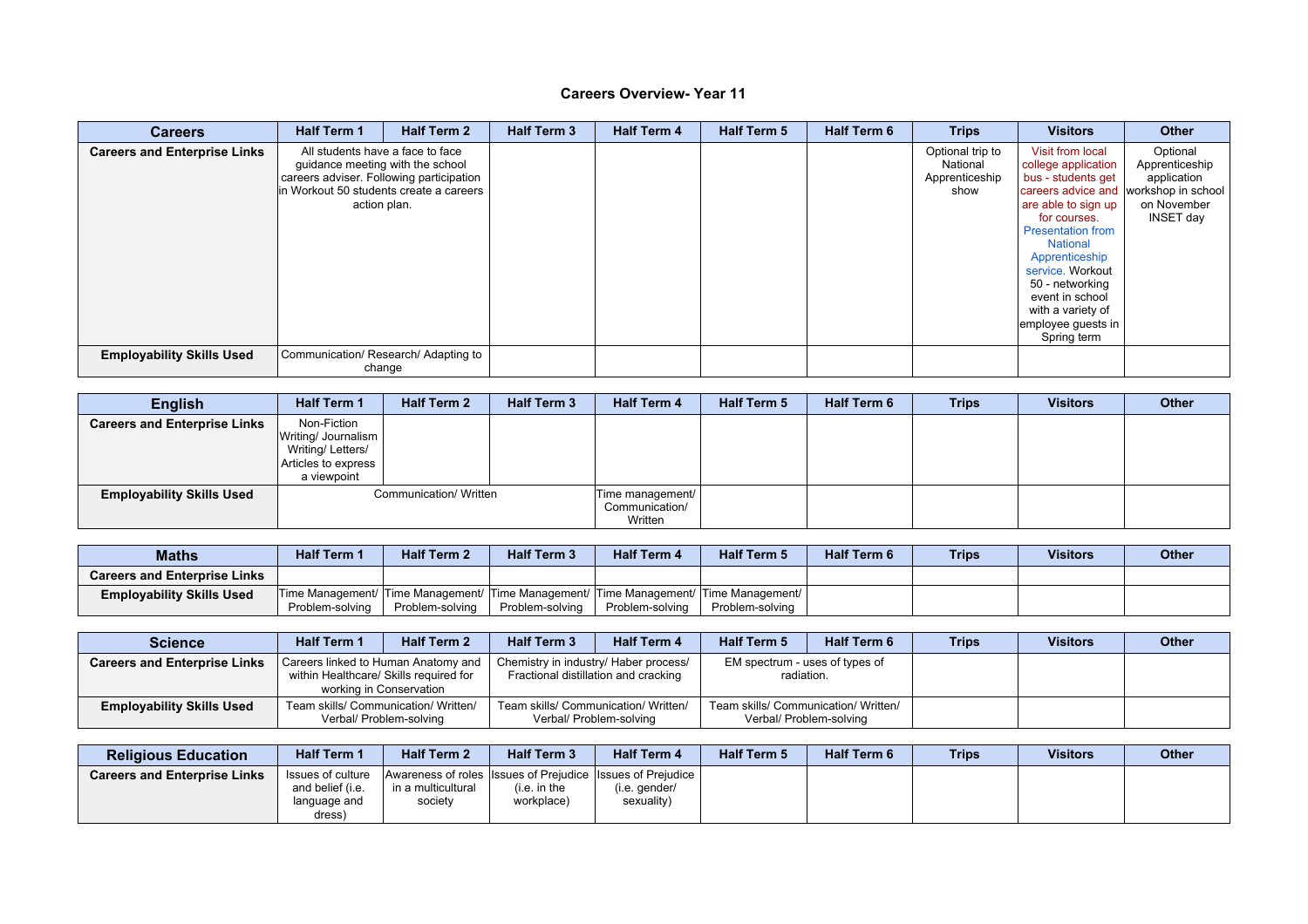# Careers Overview- Year 11

| Careers | Half Term 1 | Half Term 2 | Half Term 3 | Half Term 4 | Half Term 5 | Half Term 6 | Trips | Visitors | Other |
|---|---|---|---|---|---|---|---|---|---|
| **Careers and Enterprise Links** | All students have a face to face guidance meeting with the school careers adviser. Following participation in Workout 50 students create a careers action plan. | | | | | | Optional trip to National Apprenticeship show | Visit from local college application bus - students get careers advice and are able to sign up for courses. Presentation from National Apprenticeship service. Workout 50 - networking event in school with a variety of employee guests in Spring term | Optional Apprenticeship application workshop in school on November INSET day |
| **Employability Skills Used** | Communication/ Research/ Adapting to change | | | | | | | | |

| English | Half Term 1 | Half Term 2 | Half Term 3 | Half Term 4 | Half Term 5 | Half Term 6 | Trips | Visitors | Other |
|---|---|---|---|---|---|---|---|---|---|
| **Careers and Enterprise Links** | Non-Fiction Writing/ Journalism Writing/ Letters/ Articles to express a viewpoint | | | | | | | | |
| **Employability Skills Used** | Communication/ Written | | | Time management/ Communication/ Written | | | | | |

| Maths | Half Term 1 | Half Term 2 | Half Term 3 | Half Term 4 | Half Term 5 | Half Term 6 | Trips | Visitors | Other |
|---|---|---|---|---|---|---|---|---|---|
| **Careers and Enterprise Links** | | | | | | | | | |
| **Employability Skills Used** | Time Management/ Problem-solving | Time Management/ Problem-solving | Time Management/ Problem-solving | Time Management/ Problem-solving | Time Management/ Problem-solving | | | | |

| Science | Half Term 1 | Half Term 2 | Half Term 3 | Half Term 4 | Half Term 5 | Half Term 6 | Trips | Visitors | Other |
|---|---|---|---|---|---|---|---|---|---|
| **Careers and Enterprise Links** | Careers linked to Human Anatomy and within Healthcare/ Skills required for working in Conservation | | Chemistry in industry/ Haber process/ Fractional distillation and cracking | | EM spectrum - uses of types of radiation. | | | | |
| **Employability Skills Used** | Team skills/ Communication/ Written/ Verbal/ Problem-solving | | Team skills/ Communication/ Written/ Verbal/ Problem-solving | | Team skills/ Communication/ Written/ Verbal/ Problem-solving | | | | |

| Religious Education | Half Term 1 | Half Term 2 | Half Term 3 | Half Term 4 | Half Term 5 | Half Term 6 | Trips | Visitors | Other |
|---|---|---|---|---|---|---|---|---|---|
| **Careers and Enterprise Links** | Issues of culture and belief (i.e. language and dress) | Awareness of roles in a multicultural society | Issues of Prejudice (i.e. in the workplace) | Issues of Prejudice (i.e. gender/ sexuality) | | | | | |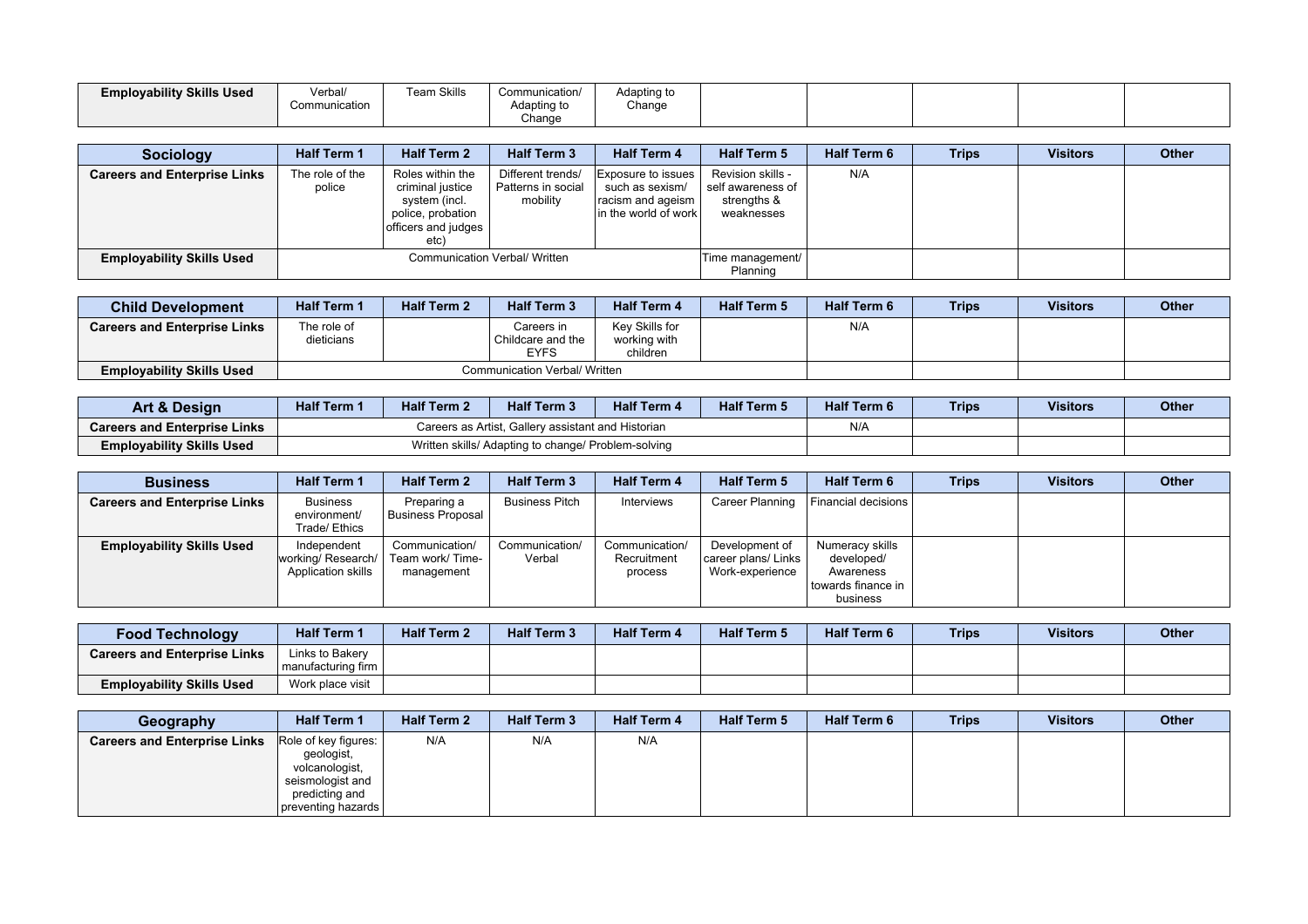| Employability Skills Used | Verbal/ Communication | Team Skills | Communication/ Adapting to Change | Adapting to Change | | | | | |
|---|---|---|---|---|---|---|---|---|---|

| Sociology | Half Term 1 | Half Term 2 | Half Term 3 | Half Term 4 | Half Term 5 | Half Term 6 | Trips | Visitors | Other |
|---|---|---|---|---|---|---|---|---|---|
| Careers and Enterprise Links | The role of the police | Roles within the criminal justice system (incl. police, probation officers and judges etc) | Different trends/ Patterns in social mobility | Exposure to issues such as sexism/ racism and ageism in the world of work | Revision skills - self awareness of strengths & weaknesses | N/A | | | |
| Employability Skills Used | Communication Verbal/ Written | | | | Time management/ Planning | | | | |

| Child Development | Half Term 1 | Half Term 2 | Half Term 3 | Half Term 4 | Half Term 5 | Half Term 6 | Trips | Visitors | Other |
|---|---|---|---|---|---|---|---|---|---|
| Careers and Enterprise Links | The role of dieticians | | Careers in Childcare and the EYFS | Key Skills for working with children | | N/A | | | |
| Employability Skills Used | Communication Verbal/ Written | | | | | | | | |

| Art & Design | Half Term 1 | Half Term 2 | Half Term 3 | Half Term 4 | Half Term 5 | Half Term 6 | Trips | Visitors | Other |
|---|---|---|---|---|---|---|---|---|---|
| Careers and Enterprise Links | Careers as Artist, Gallery assistant and Historian | | | | | N/A | | | |
| Employability Skills Used | Written skills/ Adapting to change/ Problem-solving | | | | | | | | |

| Business | Half Term 1 | Half Term 2 | Half Term 3 | Half Term 4 | Half Term 5 | Half Term 6 | Trips | Visitors | Other |
|---|---|---|---|---|---|---|---|---|---|
| Careers and Enterprise Links | Business environment/ Trade/ Ethics | Preparing a Business Proposal | Business Pitch | Interviews | Career Planning | Financial decisions | | | |
| Employability Skills Used | Independent working/ Research/ Application skills | Communication/ Team work/ Time-management | Communication/ Verbal | Communication/ Recruitment process | Development of career plans/ Links Work-experience | Numeracy skills developed/ Awareness towards finance in business | | | |

| Food Technology | Half Term 1 | Half Term 2 | Half Term 3 | Half Term 4 | Half Term 5 | Half Term 6 | Trips | Visitors | Other |
|---|---|---|---|---|---|---|---|---|---|
| Careers and Enterprise Links | Links to Bakery manufacturing firm | | | | | | | | |
| Employability Skills Used | Work place visit | | | | | | | | |

| Geography | Half Term 1 | Half Term 2 | Half Term 3 | Half Term 4 | Half Term 5 | Half Term 6 | Trips | Visitors | Other |
|---|---|---|---|---|---|---|---|---|---|
| Careers and Enterprise Links | Role of key figures: geologist, volcanologist, seismologist and predicting and preventing hazards | N/A | N/A | N/A | | | | | |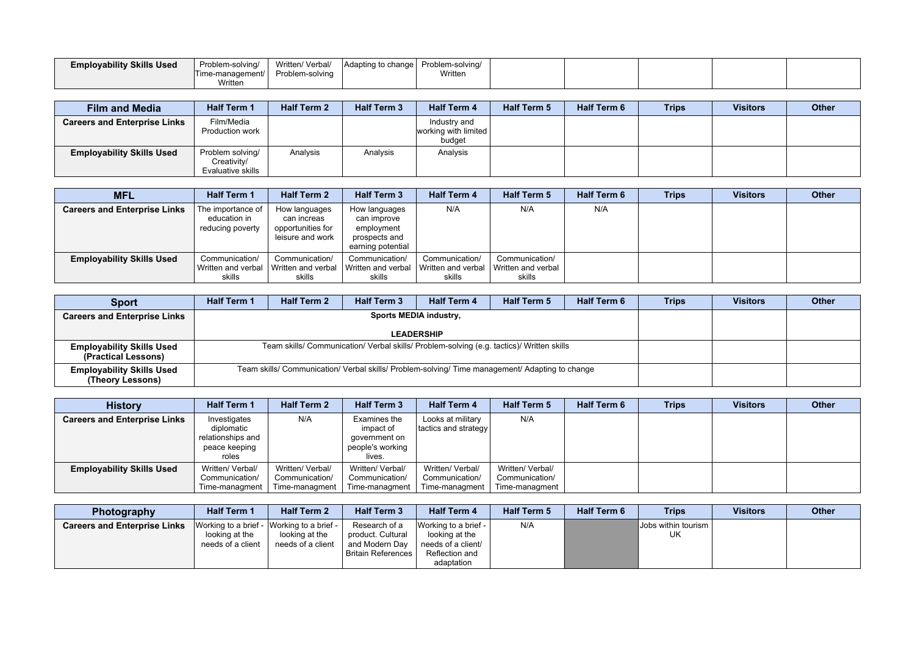| | | | | | | | | | |
|---|---|---|---|---|---|---|---|---|---|
| **Employability Skills Used** | Problem-solving/ Time-management/ Written | Written/ Verbal/ Problem-solving | Adapting to change | Problem-solving/ Written | | | | | |

| Film and Media | Half Term 1 | Half Term 2 | Half Term 3 | Half Term 4 | Half Term 5 | Half Term 6 | Trips | Visitors | Other |
|---|---|---|---|---|---|---|---|---|---|
| **Careers and Enterprise Links** | Film/Media Production work | | | Industry and working with limited budget | | | | | |
| **Employability Skills Used** | Problem solving/ Creativity/ Evaluative skills | Analysis | Analysis | Analysis | | | | | |

| MFL | Half Term 1 | Half Term 2 | Half Term 3 | Half Term 4 | Half Term 5 | Half Term 6 | Trips | Visitors | Other |
|---|---|---|---|---|---|---|---|---|---|
| **Careers and Enterprise Links** | The importance of education in reducing poverty | How languages can increas opportunities for leisure and work | How languages can improve employment prospects and earning potential | N/A | N/A | N/A | | | |
| **Employability Skills Used** | Communication/ Written and verbal skills | Communication/ Written and verbal skills | Communication/ Written and verbal skills | Communication/ Written and verbal skills | Communication/ Written and verbal skills | | | | |

| Sport | Half Term 1 | Half Term 2 | Half Term 3 | Half Term 4 | Half Term 5 | Half Term 6 | Trips | Visitors | Other |
|---|---|---|---|---|---|---|---|---|---|
| **Careers and Enterprise Links** | **Sports MEDIA industry, LEADERSHIP** | | | | | | | | |
| **Employability Skills Used (Practical Lessons)** | Team skills/ Communication/ Verbal skills/ Problem-solving (e.g. tactics)/ Written skills | | | | | | | | |
| **Employability Skills Used (Theory Lessons)** | Team skills/ Communication/ Verbal skills/ Problem-solving/ Time management/ Adapting to change | | | | | | | | |

| History | Half Term 1 | Half Term 2 | Half Term 3 | Half Term 4 | Half Term 5 | Half Term 6 | Trips | Visitors | Other |
|---|---|---|---|---|---|---|---|---|---|
| **Careers and Enterprise Links** | Investigates diplomatic relationships and peace keeping roles | N/A | Examines the impact of government on people's working lives. | Looks at military tactics and strategy | N/A | | | | |
| **Employability Skills Used** | Written/ Verbal/ Communication/ Time-managment | Written/ Verbal/ Communication/ Time-managment | Written/ Verbal/ Communication/ Time-managment | Written/ Verbal/ Communication/ Time-managment | Written/ Verbal/ Communication/ Time-managment | | | | |

| Photography | Half Term 1 | Half Term 2 | Half Term 3 | Half Term 4 | Half Term 5 | Half Term 6 | Trips | Visitors | Other |
|---|---|---|---|---|---|---|---|---|---|
| **Careers and Enterprise Links** | Working to a brief - looking at the needs of a client | Working to a brief - looking at the needs of a client | Research of a product. Cultural and Modern Day Britain References | Working to a brief - looking at the needs of a client/ Reflection and adaptation | N/A | | Jobs within tourism UK | | |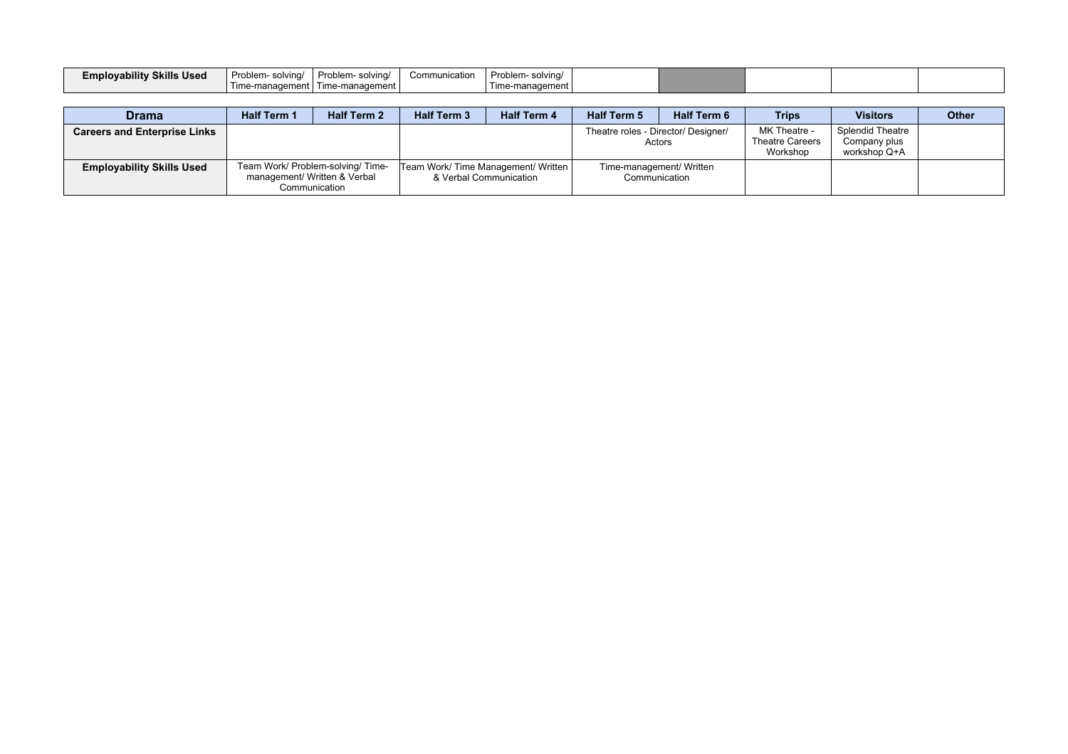| Employability Skills Used | Problem- solving/ Time-management | Problem- solving/ Time-management | Communication | Problem- solving/ Time-management | | | | | |
|---|---|---|---|---|---|---|---|---|---|

| Drama | Half Term 1 | Half Term 2 | Half Term 3 | Half Term 4 | Half Term 5 | Half Term 6 | Trips | Visitors | Other |
|---|---|---|---|---|---|---|---|---|---|
| Careers and Enterprise Links | | | | | Theatre roles - Director/ Designer/ Actors | | MK Theatre - Theatre Careers Workshop | Splendid Theatre Company plus workshop Q+A | |
| Employability Skills Used | Team Work/ Problem-solving/ Time-management/ Written & Verbal Communication | | Team Work/ Time Management/ Written & Verbal Communication | | Time-management/ Written Communication | | | | |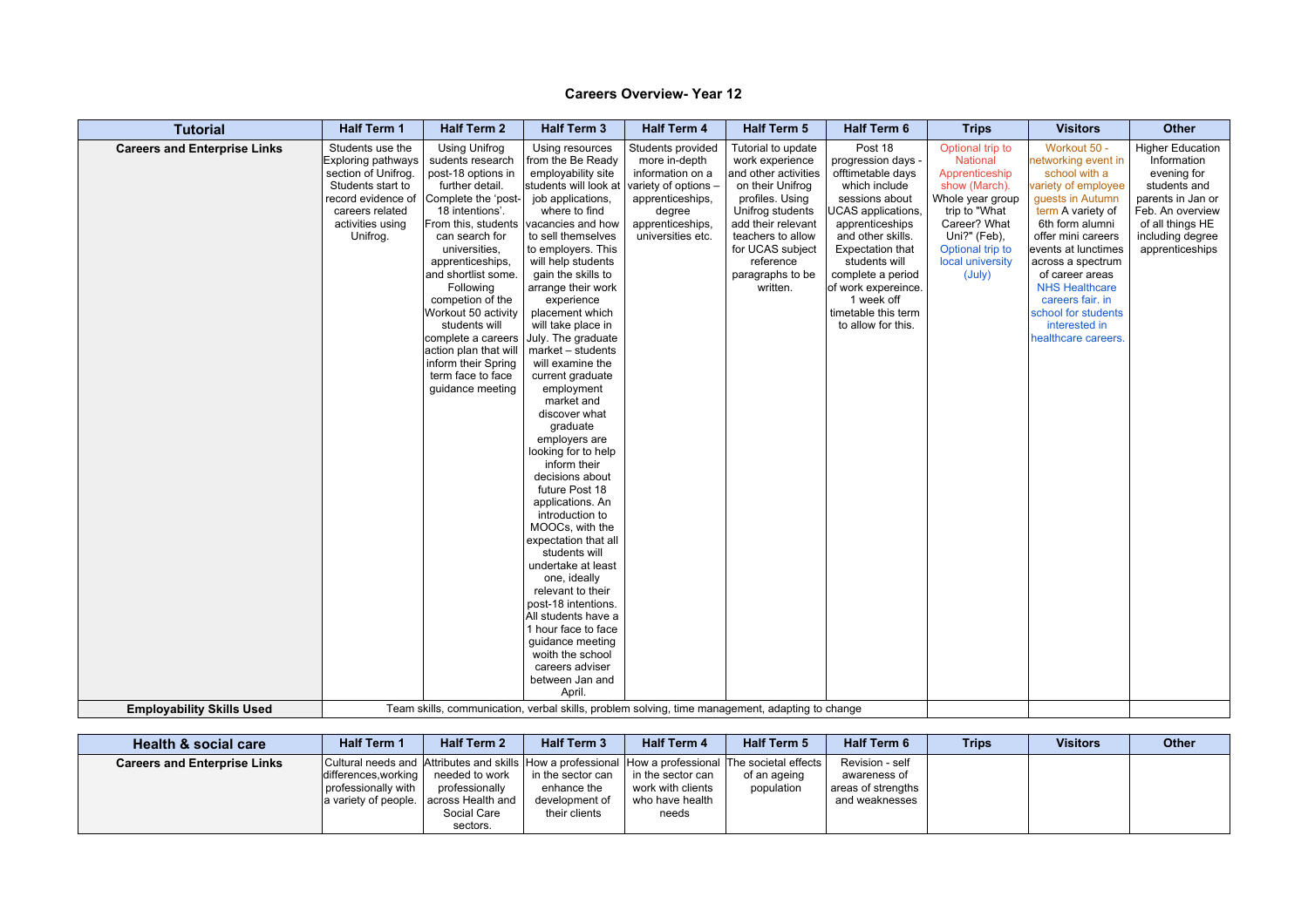# Careers Overview- Year 12

| Tutorial | Half Term 1 | Half Term 2 | Half Term 3 | Half Term 4 | Half Term 5 | Half Term 6 | Trips | Visitors | Other |
|---|---|---|---|---|---|---|---|---|---|
| **Careers and Enterprise Links** | Students use the Exploring pathways section of Unifrog. Students start to record evidence of careers related activities using Unifrog. | Using Unifrog sudents research post-18 options in further detail. Complete the 'post-18 intentions'. From this, students can search for universities, apprenticeships, and shortlist some. Following competion of the Workout 50 activity students will complete a careers action plan that will inform their Spring term face to face guidance meeting | Using resources from the Be Ready employability site students will look at job applications, where to find vacancies and how to sell themselves to employers. This will help students gain the skills to arrange their work experience placement which will take place in July. The graduate market – students will examine the current graduate employment market and discover what graduate employers are looking for to help inform their decisions about future Post 18 applications. An introduction to MOOCs, with the expectation that all students will undertake at least one, ideally relevant to their post-18 intentions. All students have a 1 hour face to face guidance meeting woith the school careers adviser between Jan and April. | Students provided more in-depth information on a variety of options – apprenticeships, degree apprenticeships, universities etc. | Tutorial to update work experience and other activities on their Unifrog profiles. Using Unifrog students add their relevant teachers to allow for UCAS subject reference paragraphs to be written. | Post 18 progression days - offtimetable days which include sessions about UCAS applications, apprenticeships and other skills. Expectation that students will complete a period of work expereince. 1 week off timetable this term to allow for this. | Optional trip to National Apprenticeship show (March). Whole year group trip to "What Career? What Uni?" (Feb), Optional trip to local university (July) | Workout 50 - networking event in school with a variety of employee guests in Autumn term A variety of 6th form alumni offer mini careers events at lunctimes across a spectrum of career areas NHS Healthcare careers fair. in school for students interested in healthcare careers. | Higher Education Information evening for students and parents in Jan or Feb. An overview of all things HE including degree apprenticeships |
| **Employability Skills Used** | Team skills, communication, verbal skills, problem solving, time management, adapting to change | | | | | | | | |

| Health & social care | Half Term 1 | Half Term 2 | Half Term 3 | Half Term 4 | Half Term 5 | Half Term 6 | Trips | Visitors | Other |
|---|---|---|---|---|---|---|---|---|---|
| **Careers and Enterprise Links** | Cultural needs and differences,working professionally with a variety of people. | Attributes and skills needed to work professionally across Health and Social Care sectors. | How a professional in the sector can enhance the development of their clients | How a professional in the sector can work with clients who have health needs | The societal effects of an ageing population | Revision - self awareness of areas of strengths and weaknesses | | | |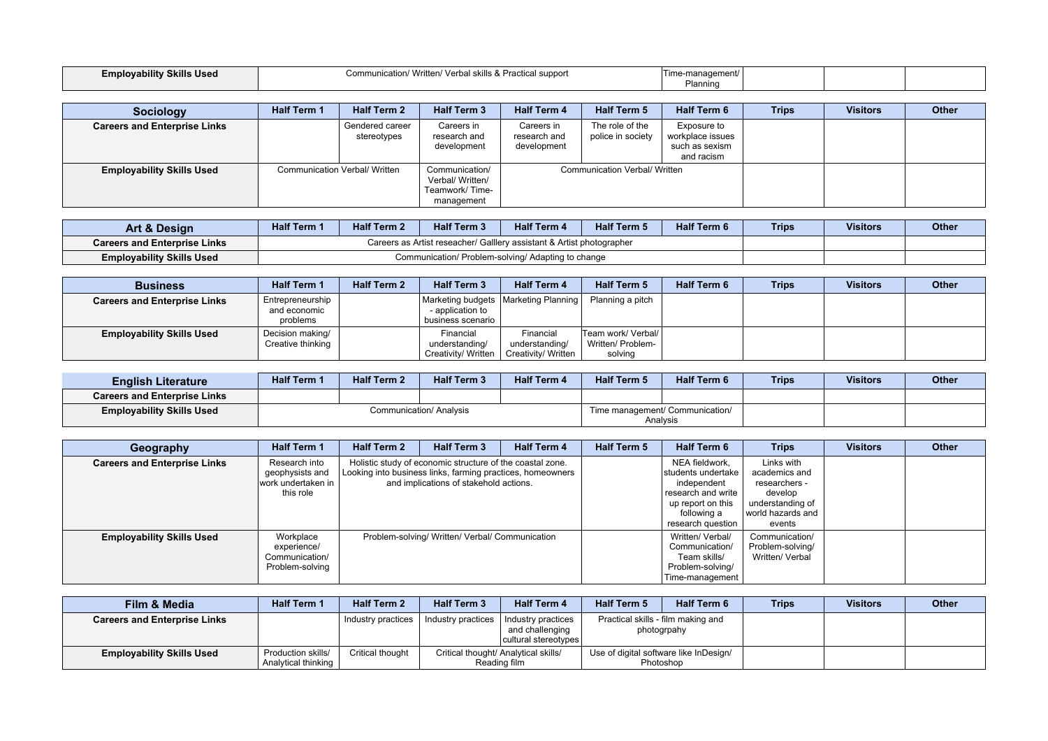| Employability Skills Used | Communication/ Written/ Verbal skills & Practical support | | | | | Time-management/ Planning | | | |
|---|---|---|---|---|---|---|---|---|---|

| Sociology | Half Term 1 | Half Term 2 | Half Term 3 | Half Term 4 | Half Term 5 | Half Term 6 | Trips | Visitors | Other |
|---|---|---|---|---|---|---|---|---|---|
| **Careers and Enterprise Links** | | Gendered career stereotypes | Careers in research and development | Careers in research and development | The role of the police in society | Exposure to workplace issues such as sexism and racism | | | |
| **Employability Skills Used** | Communication Verbal/ Written | | Communication/ Verbal/ Written/ Teamwork/ Time-management | Communication Verbal/ Written | | | | | |

| Art & Design | Half Term 1 | Half Term 2 | Half Term 3 | Half Term 4 | Half Term 5 | Half Term 6 | Trips | Visitors | Other |
|---|---|---|---|---|---|---|---|---|---|
| **Careers and Enterprise Links** | Careers as Artist reseacher/ Galllery assistant & Artist photographer | | | | | | | | |
| **Employability Skills Used** | Communication/ Problem-solving/ Adapting to change | | | | | | | | |

| Business | Half Term 1 | Half Term 2 | Half Term 3 | Half Term 4 | Half Term 5 | Half Term 6 | Trips | Visitors | Other |
|---|---|---|---|---|---|---|---|---|---|
| **Careers and Enterprise Links** | Entrepreneurship and economic problems | | Marketing budgets - application to business scenario | Marketing Planning | Planning a pitch | | | | |
| **Employability Skills Used** | Decision making/ Creative thinking | | Financial understanding/ Creativity/ Written | Financial understanding/ Creativity/ Written | Team work/ Verbal/ Written/ Problem-solving | | | | |

| English Literature | Half Term 1 | Half Term 2 | Half Term 3 | Half Term 4 | Half Term 5 | Half Term 6 | Trips | Visitors | Other |
|---|---|---|---|---|---|---|---|---|---|
| **Careers and Enterprise Links** | | | | | | | | | |
| **Employability Skills Used** | Communication/ Analysis | | | | Time management/ Communication/ Analysis | | | | |

| Geography | Half Term 1 | Half Term 2 | Half Term 3 | Half Term 4 | Half Term 5 | Half Term 6 | Trips | Visitors | Other |
|---|---|---|---|---|---|---|---|---|---|
| **Careers and Enterprise Links** | Research into geophysists and work undertaken in this role | Holistic study of economic structure of the coastal zone. Looking into business links, farming practices, homeowners and implications of stakeholder actions. | | | | NEA fieldwork, students undertake independent research and write up report on this following a research question | Links with academics and researchers - develop understanding of world hazards and events | | |
| **Employability Skills Used** | Workplace experience/ Communication/ Problem-solving | Problem-solving/ Written/ Verbal/ Communication | | | | Written/ Verbal/ Communication/ Team skills/ Problem-solving/ Time-management | Communication/ Problem-solving/ Written/ Verbal | | |

| Film & Media | Half Term 1 | Half Term 2 | Half Term 3 | Half Term 4 | Half Term 5 | Half Term 6 | Trips | Visitors | Other |
|---|---|---|---|---|---|---|---|---|---|
| **Careers and Enterprise Links** | | Industry practices | Industry practices | Industry practices and challenging cultural stereotypes | Practical skills - film making and photogrpahy | | | | |
| **Employability Skills Used** | Production skills/ Analytical thinking | Critical thought | Critical thought/ Analytical skills/ Reading film | | Use of digital software like InDesign/ Photoshop | | | | |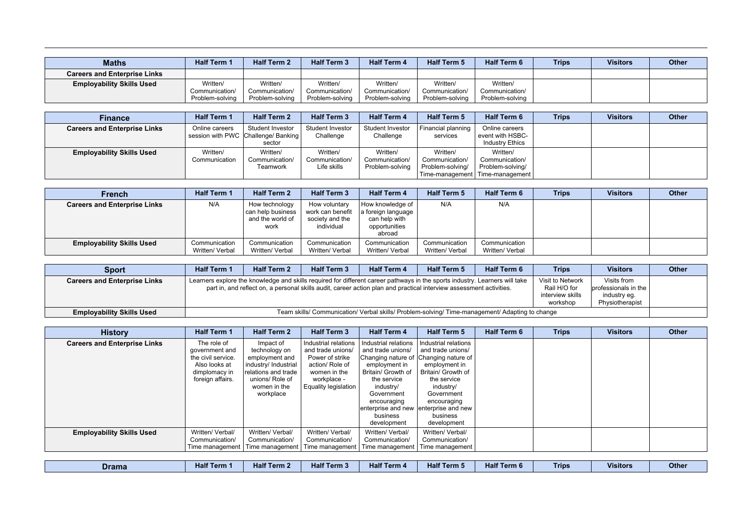| Maths | Half Term 1 | Half Term 2 | Half Term 3 | Half Term 4 | Half Term 5 | Half Term 6 | Trips | Visitors | Other |
|---|---|---|---|---|---|---|---|---|---|
| **Careers and Enterprise Links** | | | | | | | | | |
| **Employability Skills Used** | Written/ Communication/ Problem-solving | Written/ Communication/ Problem-solving | Written/ Communication/ Problem-solving | Written/ Communication/ Problem-solving | Written/ Communication/ Problem-solving | Written/ Communication/ Problem-solving | | | |

| Finance | Half Term 1 | Half Term 2 | Half Term 3 | Half Term 4 | Half Term 5 | Half Term 6 | Trips | Visitors | Other |
|---|---|---|---|---|---|---|---|---|---|
| **Careers and Enterprise Links** | Online careers session with PWC | Student Investor Challenge/ Banking sector | Student Investor Challenge | Student Investor Challenge | Financial planning services | Online careers event with HSBC- Industry Ethics | | | |
| **Employability Skills Used** | Written/ Communication | Written/ Communication/ Teamwork | Written/ Communication/ Life skills | Written/ Communication/ Problem-solving | Written/ Communication/ Problem-solving/ Time-management | Written/ Communication/ Problem-solving/ Time-management | | | |

| French | Half Term 1 | Half Term 2 | Half Term 3 | Half Term 4 | Half Term 5 | Half Term 6 | Trips | Visitors | Other |
|---|---|---|---|---|---|---|---|---|---|
| **Careers and Enterprise Links** | N/A | How technology can help business and the world of work | How voluntary work can benefit society and the individual | How knowledge of a foreign language can help with opportunities abroad | N/A | N/A | | | |
| **Employability Skills Used** | Communication Written/ Verbal | Communication Written/ Verbal | Communication Written/ Verbal | Communication Written/ Verbal | Communication Written/ Verbal | Communication Written/ Verbal | | | |

| Sport | Half Term 1 | Half Term 2 | Half Term 3 | Half Term 4 | Half Term 5 | Half Term 6 | Trips | Visitors | Other |
|---|---|---|---|---|---|---|---|---|---|
| **Careers and Enterprise Links** | Learners explore the knowledge and skills required for different career pathways in the sports industry. Learners will take part in, and reflect on, a personal skills audit, career action plan and practical interview assessment activities. | | | | | | Visit to Network Rail H/O for interview skills workshop | Visits from professionals in the industry eg. Physiotherapist | |
| **Employability Skills Used** | Team skills/ Communication/ Verbal skills/ Problem-solving/ Time-management/ Adapting to change | | | | | | | | |

| History | Half Term 1 | Half Term 2 | Half Term 3 | Half Term 4 | Half Term 5 | Half Term 6 | Trips | Visitors | Other |
|---|---|---|---|---|---|---|---|---|---|
| **Careers and Enterprise Links** | The role of government and the civil service. Also looks at dimplomacy in foreign affairs. | Impact of technology on employment and industry/ Industrial relations and trade unions/ Role of women in the workplace | Industrial relations and trade unions/ Power of strike action/ Role of women in the workplace - Equality legislation | Industrial relations and trade unions/ Changing nature of employment in Britain/ Growth of the service industry/ Government encouraging enterprise and new business development | Industrial relations and trade unions/ Changing nature of employment in Britain/ Growth of the service industry/ Government encouraging enterprise and new business development | | | | |
| **Employability Skills Used** | Written/ Verbal/ Communication/ Time management | Written/ Verbal/ Communication/ Time management | Written/ Verbal/ Communication/ Time management | Written/ Verbal/ Communication/ Time management | Written/ Verbal/ Communication/ Time management | | | | |

| Drama | Half Term 1 | Half Term 2 | Half Term 3 | Half Term 4 | Half Term 5 | Half Term 6 | Trips | Visitors | Other |
|---|---|---|---|---|---|---|---|---|---|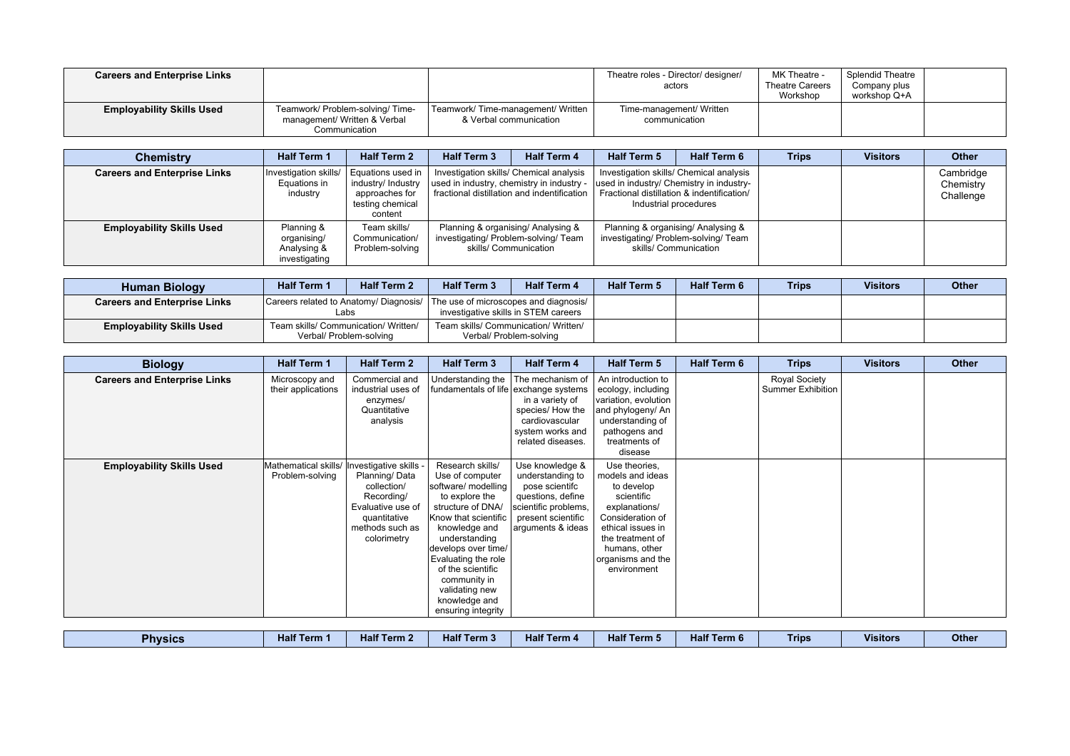| | | | | | | | | | |
|---|---|---|---|---|---|---|---|---|---|
| **Careers and Enterprise Links** | | | | | Theatre roles - Director/ designer/ actors | | MK Theatre - Theatre Careers Workshop | Splendid Theatre Company plus workshop Q+A | |
| **Employability Skills Used** | Teamwork/ Problem-solving/ Time-management/ Written & Verbal Communication | | Teamwork/ Time-management/ Written & Verbal communication | | Time-management/ Written communication | | | | |

| **Chemistry** | **Half Term 1** | **Half Term 2** | **Half Term 3** | **Half Term 4** | **Half Term 5** | **Half Term 6** | **Trips** | **Visitors** | **Other** |
|---|---|---|---|---|---|---|---|---|---|
| **Careers and Enterprise Links** | Investigation skills/ Equations in industry | Equations used in industry/ Industry approaches for testing chemical content | Investigation skills/ Chemical analysis used in industry, chemistry in industry - fractional distillation and indentification | | Investigation skills/ Chemical analysis used in industry/ Chemistry in industry- Fractional distillation & indentification/ Industrial procedures | | | | Cambridge Chemistry Challenge |
| **Employability Skills Used** | Planning & organising/ Analysing & investigating | Team skills/ Communication/ Problem-solving | Planning & organising/ Analysing & investigating/ Problem-solving/ Team skills/ Communication | | Planning & organising/ Analysing & investigating/ Problem-solving/ Team skills/ Communication | | | | |

| **Human Biology** | **Half Term 1** | **Half Term 2** | **Half Term 3** | **Half Term 4** | **Half Term 5** | **Half Term 6** | **Trips** | **Visitors** | **Other** |
|---|---|---|---|---|---|---|---|---|---|
| **Careers and Enterprise Links** | Careers related to Anatomy/ Diagnosis/ Labs | | The use of microscopes and diagnosis/ investigative skills in STEM careers | | | | | | |
| **Employability Skills Used** | Team skills/ Communication/ Written/ Verbal/ Problem-solving | | Team skills/ Communication/ Written/ Verbal/ Problem-solving | | | | | | |

| **Biology** | **Half Term 1** | **Half Term 2** | **Half Term 3** | **Half Term 4** | **Half Term 5** | **Half Term 6** | **Trips** | **Visitors** | **Other** |
|---|---|---|---|---|---|---|---|---|---|
| **Careers and Enterprise Links** | Microscopy and their applications | Commercial and industrial uses of enzymes/ Quantitative analysis | Understanding the fundamentals of life | The mechanism of exchange systems in a variety of species/ How the cardiovascular system works and related diseases. | An introduction to ecology, including variation, evolution and phylogeny/ An understanding of pathogens and treatments of disease | | Royal Society Summer Exhibition | | |
| **Employability Skills Used** | Mathematical skills/ Problem-solving | Investigative skills - Planning/ Data collection/ Recording/ Evaluative use of quantitative methods such as colorimetry | Research skills/ Use of computer software/ modelling to explore the structure of DNA/ Know that scientific knowledge and understanding develops over time/ Evaluating the role of the scientific community in validating new knowledge and ensuring integrity | Use knowledge & understanding to pose scientifc questions, define scientific problems, present scientific arguments & ideas | Use theories, models and ideas to develop scientific explanations/ Consideration of ethical issues in the treatment of humans, other organisms and the environment | | | | |

| **Physics** | **Half Term 1** | **Half Term 2** | **Half Term 3** | **Half Term 4** | **Half Term 5** | **Half Term 6** | **Trips** | **Visitors** | **Other** |
|---|---|---|---|---|---|---|---|---|---|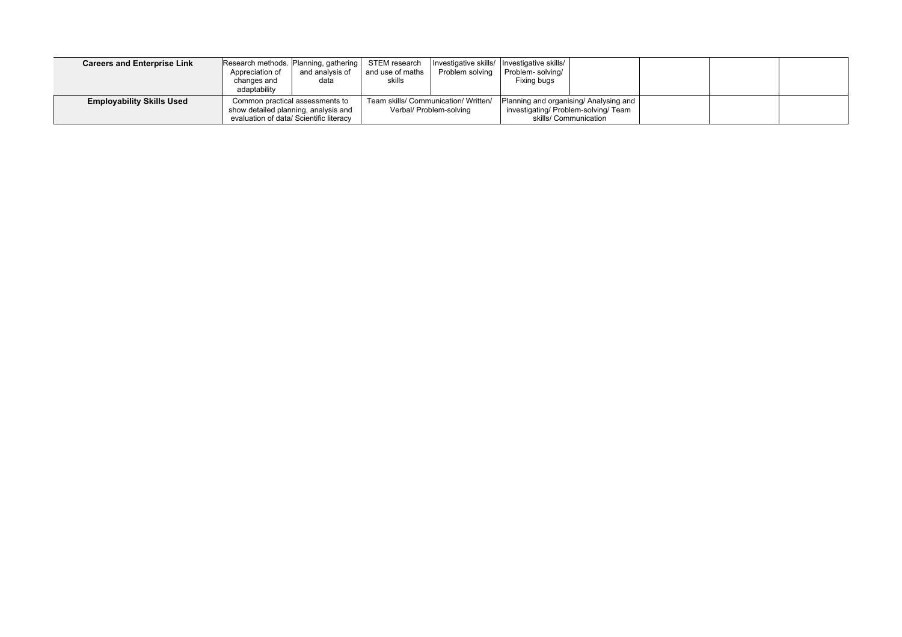| Careers and Enterprise Link | Research methods. Appreciation of changes and adaptability | Planning, gathering and analysis of data | STEM research and use of maths skills | Investigative skills/ Problem solving | Investigative skills/ Problem- solving/ Fixing bugs | | | | |
|---|---|---|---|---|---|---|---|---|---|
| **Employability Skills Used** | Common practical assessments to show detailed planning, analysis and evaluation of data/ Scientific literacy | | Team skills/ Communication/ Written/ Verbal/ Problem-solving | | Planning and organising/ Analysing and investigating/ Problem-solving/ Team skills/ Communication | | | | |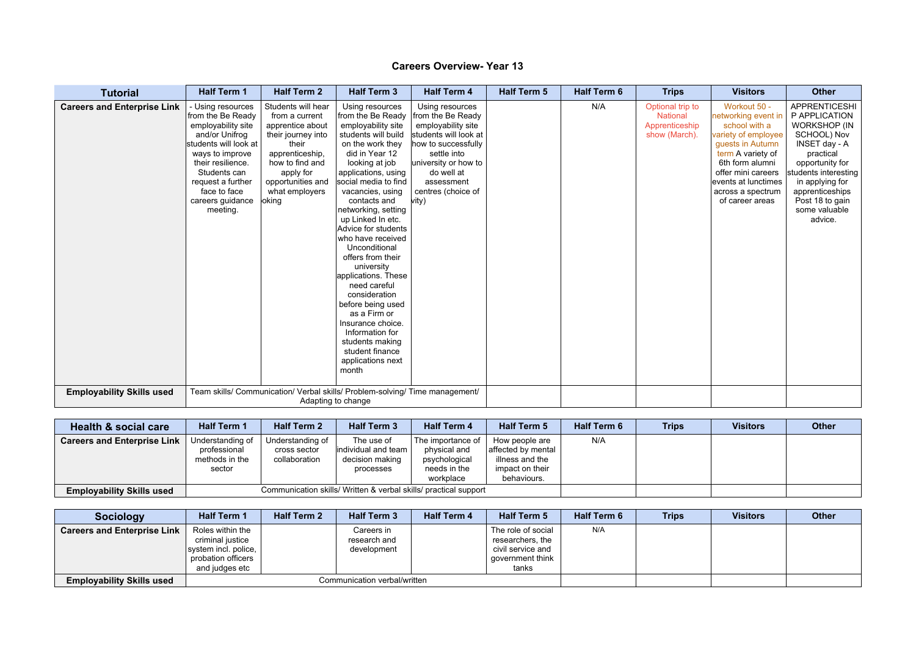# Careers Overview- Year 13

| Tutorial | Half Term 1 | Half Term 2 | Half Term 3 | Half Term 4 | Half Term 5 | Half Term 6 | Trips | Visitors | Other |
|---|---|---|---|---|---|---|---|---|---|
| **Careers and Enterprise Link** | - Using resources from the Be Ready employability site and/or Unifrog students will look at ways to improve their resilience. Students can request a further face to face careers guidance meeting. | Students will hear from a current apprentice about their journey into their apprenticeship, how to find and apply for opportunities and what employers looking | Using resources from the Be Ready employability site students will build on the work they did in Year 12 looking at job applications, using social media to find vacancies, using contacts and networking, setting up Linked In etc. Advice for students who have received Unconditional offers from their university applications. These need careful consideration before being used as a Firm or Insurance choice. Information for students making student finance applications next month | Using resources from the Be Ready employability site students will look at how to successfully settle into university or how to do well at assessment centres (choice of activity) | | N/A | Optional trip to National Apprenticeship show (March). | Workout 50 - networking event in school with a variety of employee guests in Autumn term A variety of 6th form alumni offer mini careers events at lunctimes across a spectrum of career areas | APPRENTICESHIP APPLICATION WORKSHOP (IN SCHOOL) Nov INSET day - A practical opportunity for students interesting in applying for apprenticeships Post 18 to gain some valuable advice. |
| **Employability Skills used** | Team skills/ Communication/ Verbal skills/ Problem-solving/ Time management/ Adapting to change | | | | | | | | |

| Health & social care | Half Term 1 | Half Term 2 | Half Term 3 | Half Term 4 | Half Term 5 | Half Term 6 | Trips | Visitors | Other |
|---|---|---|---|---|---|---|---|---|---|
| **Careers and Enterprise Link** | Understanding of professional methods in the sector | Understanding of cross sector collaboration | The use of individual and team decision making processes | The importance of physical and psychological needs in the workplace | How people are affected by mental illness and the impact on their behaviours. | N/A | | | |
| **Employability Skills used** | Communication skills/ Written & verbal skills/ practical support | | | | | | | | |

| Sociology | Half Term 1 | Half Term 2 | Half Term 3 | Half Term 4 | Half Term 5 | Half Term 6 | Trips | Visitors | Other |
|---|---|---|---|---|---|---|---|---|---|
| **Careers and Enterprise Link** | Roles within the criminal justice system incl. police, probation officers and judges etc | | Careers in research and development | | The role of social researchers, the civil service and government think tanks | N/A | | | |
| **Employability Skills used** | Communication verbal/written | | | | | | | | |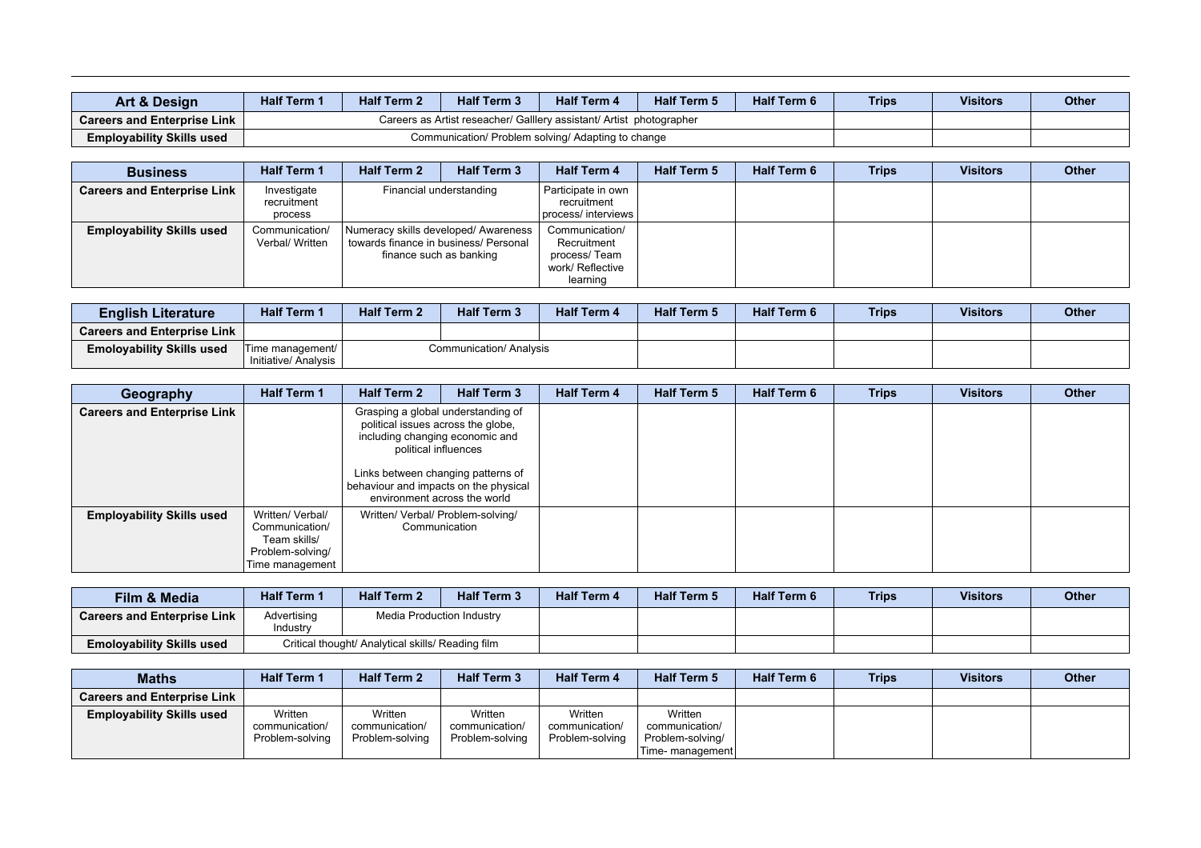| Art & Design | Half Term 1 | Half Term 2 | Half Term 3 | Half Term 4 | Half Term 5 | Half Term 6 | Trips | Visitors | Other |
|---|---|---|---|---|---|---|---|---|---|
| Careers and Enterprise Link | Careers as Artist reseacher/ Galllery assistant/ Artist photographer | | | | | | | | |
| Employability Skills used | Communication/ Problem solving/ Adapting to change | | | | | | | | |

| Business | Half Term 1 | Half Term 2 | Half Term 3 | Half Term 4 | Half Term 5 | Half Term 6 | Trips | Visitors | Other |
|---|---|---|---|---|---|---|---|---|---|
| Careers and Enterprise Link | Investigate recruitment process | Financial understanding | | Participate in own recruitment process/ interviews | | | | | |
| Employability Skills used | Communication/ Verbal/ Written | Numeracy skills developed/ Awareness towards finance in business/ Personal finance such as banking | | Communication/ Recruitment process/ Team work/ Reflective learning | | | | | |

| English Literature | Half Term 1 | Half Term 2 | Half Term 3 | Half Term 4 | Half Term 5 | Half Term 6 | Trips | Visitors | Other |
|---|---|---|---|---|---|---|---|---|---|
| Careers and Enterprise Link | | | | | | | | | |
| Emoloyability Skills used | Time management/ Initiative/ Analysis | Communication/ Analysis | | | | | | | |

| Geography | Half Term 1 | Half Term 2 | Half Term 3 | Half Term 4 | Half Term 5 | Half Term 6 | Trips | Visitors | Other |
|---|---|---|---|---|---|---|---|---|---|
| Careers and Enterprise Link | | Grasping a global understanding of political issues across the globe, including changing economic and political influences<br><br>Links between changing patterns of behaviour and impacts on the physical environment across the world | | | | | | | |
| Employability Skills used | Written/ Verbal/ Communication/ Team skills/ Problem-solving/ Time management | Written/ Verbal/ Problem-solving/ Communication | | | | | | | |

| Film & Media | Half Term 1 | Half Term 2 | Half Term 3 | Half Term 4 | Half Term 5 | Half Term 6 | Trips | Visitors | Other |
|---|---|---|---|---|---|---|---|---|---|
| Careers and Enterprise Link | Advertising Industry | Media Production Industry | | | | | | | |
| Emoloyability Skills used | Critical thought/ Analytical skills/ Reading film | | | | | | | | |

| Maths | Half Term 1 | Half Term 2 | Half Term 3 | Half Term 4 | Half Term 5 | Half Term 6 | Trips | Visitors | Other |
|---|---|---|---|---|---|---|---|---|---|
| Careers and Enterprise Link | | | | | | | | | |
| Employability Skills used | Written communication/ Problem-solving | Written communication/ Problem-solving | Written communication/ Problem-solving | Written communication/ Problem-solving | Written communication/ Problem-solving/ Time- management | | | | |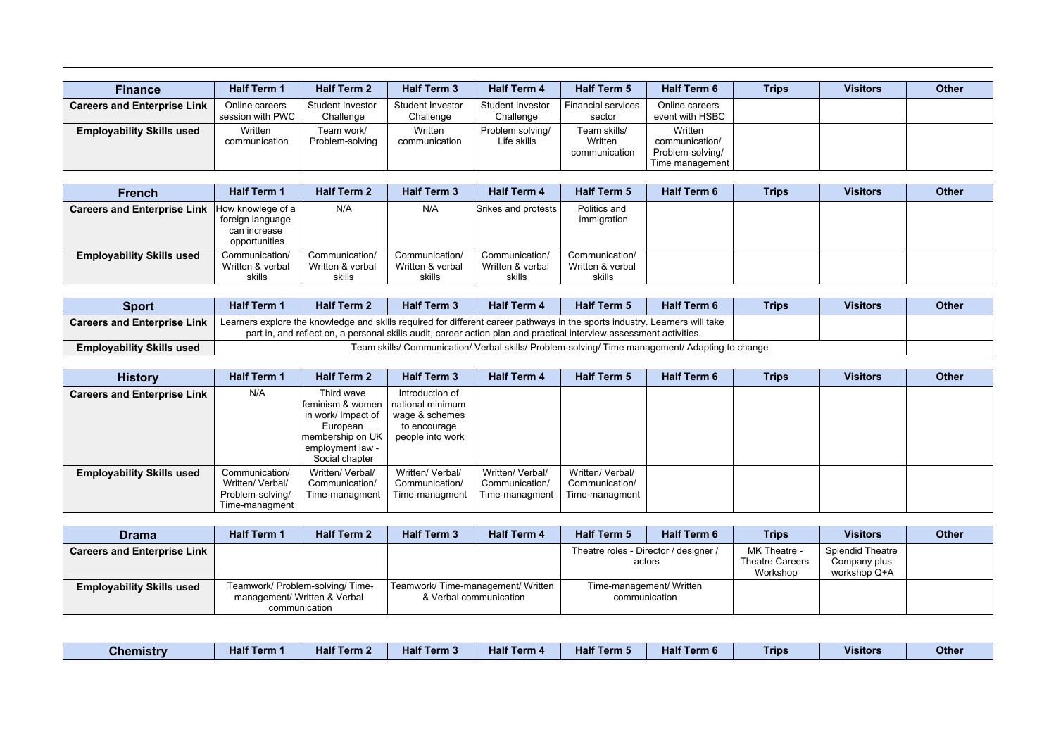| Finance | Half Term 1 | Half Term 2 | Half Term 3 | Half Term 4 | Half Term 5 | Half Term 6 | Trips | Visitors | Other |
|---|---|---|---|---|---|---|---|---|---|
| Careers and Enterprise Link | Online careers session with PWC | Student Investor Challenge | Student Investor Challenge | Student Investor Challenge | Financial services sector | Online careers event with HSBC | | | |
| Employability Skills used | Written communication | Team work/ Problem-solving | Written communication | Problem solving/ Life skills | Team skills/ Written communication | Written communication/ Problem-solving/ Time management | | | |

| French | Half Term 1 | Half Term 2 | Half Term 3 | Half Term 4 | Half Term 5 | Half Term 6 | Trips | Visitors | Other |
|---|---|---|---|---|---|---|---|---|---|
| Careers and Enterprise Link | How knowlege of a foreign language can increase opportunities | N/A | N/A | Srikes and protests | Politics and immigration | | | | |
| Employability Skills used | Communication/ Written & verbal skills | Communication/ Written & verbal skills | Communication/ Written & verbal skills | Communication/ Written & verbal skills | Communication/ Written & verbal skills | | | | |

| Sport | Half Term 1 | Half Term 2 | Half Term 3 | Half Term 4 | Half Term 5 | Half Term 6 | Trips | Visitors | Other |
|---|---|---|---|---|---|---|---|---|---|
| Careers and Enterprise Link | Learners explore the knowledge and skills required for different career pathways in the sports industry. Learners will take part in, and reflect on, a personal skills audit, career action plan and practical interview assessment activities. | | | | | | | | |
| Employability Skills used | Team skills/ Communication/ Verbal skills/ Problem-solving/ Time management/ Adapting to change | | | | | | | | |

| History | Half Term 1 | Half Term 2 | Half Term 3 | Half Term 4 | Half Term 5 | Half Term 6 | Trips | Visitors | Other |
|---|---|---|---|---|---|---|---|---|---|
| Careers and Enterprise Link | N/A | Third wave feminism & women in work/ Impact of European membership on UK employment law - Social chapter | Introduction of national minimum wage & schemes to encourage people into work | | | | | | |
| Employability Skills used | Communication/ Written/ Verbal/ Problem-solving/ Time-managment | Written/ Verbal/ Communication/ Time-managment | Written/ Verbal/ Communication/ Time-managment | Written/ Verbal/ Communication/ Time-managment | Written/ Verbal/ Communication/ Time-managment | | | | |

| Drama | Half Term 1 | Half Term 2 | Half Term 3 | Half Term 4 | Half Term 5 | Half Term 6 | Trips | Visitors | Other |
|---|---|---|---|---|---|---|---|---|---|
| Careers and Enterprise Link | | | | | Theatre roles - Director / designer / actors | | MK Theatre - Theatre Careers Workshop | Splendid Theatre Company plus workshop Q+A | |
| Employability Skills used | Teamwork/ Problem-solving/ Time-management/ Written & Verbal communication | | Teamwork/ Time-management/ Written & Verbal communication | | Time-management/ Written communication | | | | |

| Chemistry | Half Term 1 | Half Term 2 | Half Term 3 | Half Term 4 | Half Term 5 | Half Term 6 | Trips | Visitors | Other |
|---|---|---|---|---|---|---|---|---|---|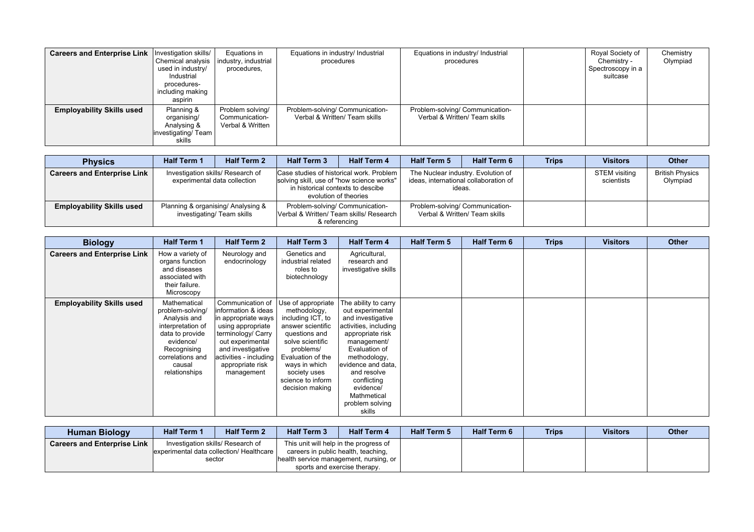| | | | | | | | | | |
|---|---|---|---|---|---|---|---|---|---|
| **Careers and Enterprise Link** | Investigation skills/ Chemical analysis used in industry/ Industrial procedures- including making aspirin | Equations in industry, industrial procedures, | Equations in industry/ Industrial procedures | | Equations in industry/ Industrial procedures | | | Royal Society of Chemistry - Spectroscopy in a suitcase | Chemistry Olympiad |
| **Employability Skills used** | Planning & organising/ Analysing & investigating/ Team skills | Problem solving/ Communication- Verbal & Written | Problem-solving/ Communication- Verbal & Written/ Team skills | | Problem-solving/ Communication- Verbal & Written/ Team skills | | | | |

| **Physics** | **Half Term 1** | **Half Term 2** | **Half Term 3** | **Half Term 4** | **Half Term 5** | **Half Term 6** | **Trips** | **Visitors** | **Other** |
|---|---|---|---|---|---|---|---|---|---|
| **Careers and Enterprise Link** | Investigation skills/ Research of experimental data collection | | Case studies of historical work. Problem solving skill, use of "how science works" in historical contexts to descibe evolution of theories | | The Nuclear industry. Evolution of ideas, international collaboration of ideas. | | | STEM visiting scientists | British Physics Olympiad |
| **Employability Skills used** | Planning & organising/ Analysing & investigating/ Team skills | | Problem-solving/ Communication- Verbal & Written/ Team skills/ Research & referencing | | Problem-solving/ Communication- Verbal & Written/ Team skills | | | | |

| **Biology** | **Half Term 1** | **Half Term 2** | **Half Term 3** | **Half Term 4** | **Half Term 5** | **Half Term 6** | **Trips** | **Visitors** | **Other** |
|---|---|---|---|---|---|---|---|---|---|
| **Careers and Enterprise Link** | How a variety of organs function and diseases associated with their failure. Microscopy | Neurology and endocrinology | Genetics and industrial related roles to biotechnology | Agricultural, research and investigative skills | | | | | |
| **Employability Skills used** | Mathematical problem-solving/ Analysis and interpretation of data to provide evidence/ Recognising correlations and causal relationships | Communication of information & ideas in appropriate ways using appropriate terminology/ Carry out experimental and investigative activities - including appropriate risk management | Use of appropriate methodology, including ICT, to answer scientific questions and solve scientific problems/ Evaluation of the ways in which society uses science to inform decision making | The ability to carry out experimental and investigative activities, including appropriate risk management/ Evaluation of methodology, evidence and data, and resolve conflicting evidence/ Mathmetical problem solving skills | | | | | |

| **Human Biology** | **Half Term 1** | **Half Term 2** | **Half Term 3** | **Half Term 4** | **Half Term 5** | **Half Term 6** | **Trips** | **Visitors** | **Other** |
|---|---|---|---|---|---|---|---|---|---|
| **Careers and Enterprise Link** | Investigation skills/ Research of experimental data collection/ Healthcare sector | | This unit will help in the progress of careers in public health, teaching, health service management, nursing, or sports and exercise therapy. | | | | | | |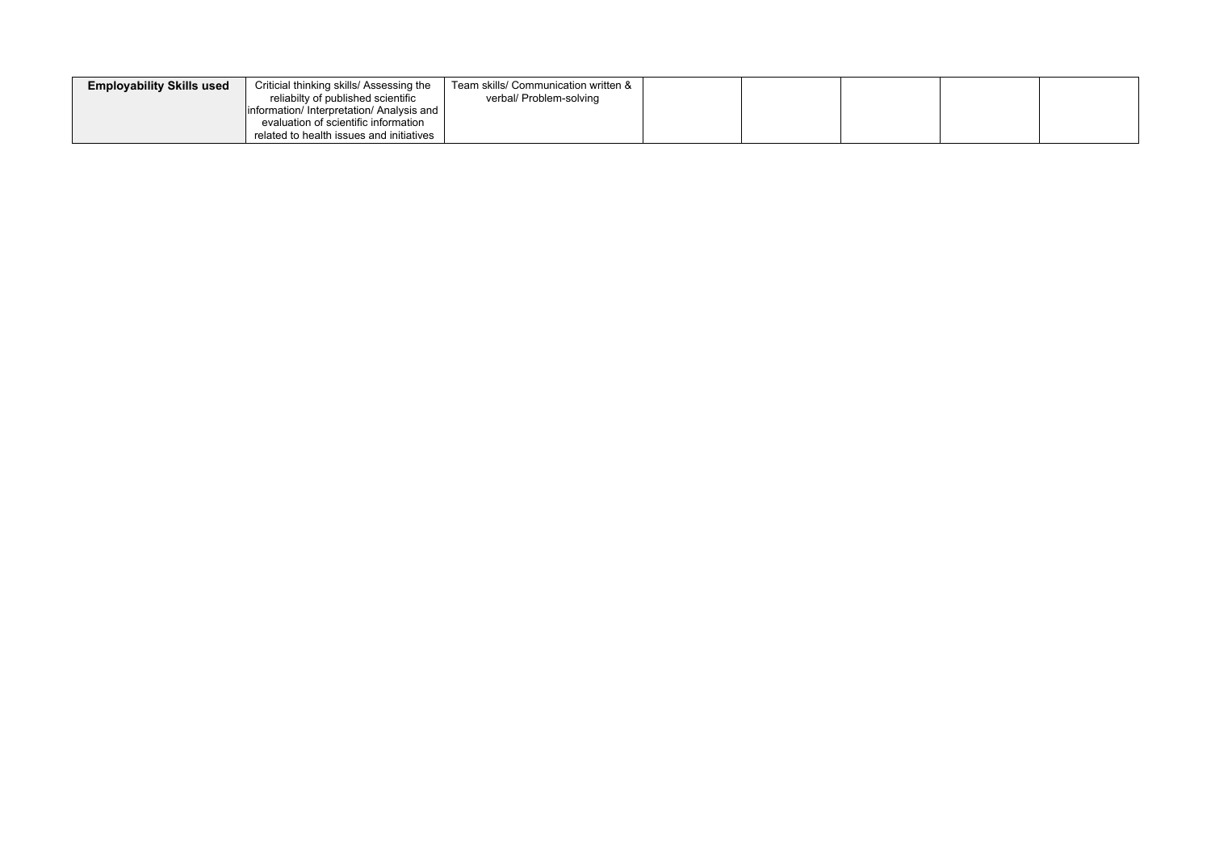| | | | | | | | |
|---|---|---|---|---|---|---|---|
| **Employability Skills used** | Criticial thinking skills/ Assessing the reliabilty of published scientific information/ Interpretation/ Analysis and evaluation of scientific information related to health issues and initiatives | Team skills/ Communication written & verbal/ Problem-solving | | | | | |